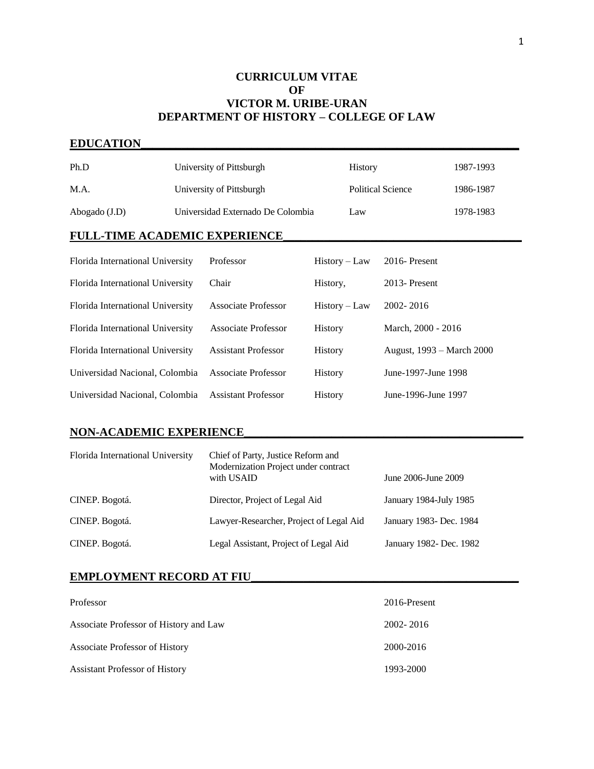# CURRICULUM VITAE
# OF
# VICTOR M. URIBE-URAN
# DEPARTMENT OF HISTORY – COLLEGE OF LAW

## EDUCATION

| | | | |
|---|---|---|---|
| Ph.D | University of Pittsburgh | History | 1987-1993 |
| M.A. | University of Pittsburgh | Political Science | 1986-1987 |
| Abogado (J.D) | Universidad Externado De Colombia | Law | 1978-1983 |

## FULL-TIME ACADEMIC EXPERIENCE

| | | | |
|---|---|---|---|
| Florida International University | Professor | History – Law | 2016- Present |
| Florida International University | Chair | History, | 2013- Present |
| Florida International University | Associate Professor | History – Law | 2002- 2016 |
| Florida International University | Associate Professor | History | March, 2000 - 2016 |
| Florida International University | Assistant Professor | History | August, 1993 – March 2000 |
| Universidad Nacional, Colombia | Associate Professor | History | June-1997-June 1998 |
| Universidad Nacional, Colombia | Assistant Professor | History | June-1996-June 1997 |

## NON-ACADEMIC EXPERIENCE

| | | |
|---|---|---|
| Florida International University | Chief of Party, Justice Reform and Modernization Project under contract with USAID | June 2006-June 2009 |
| CINEP. Bogotá. | Director, Project of Legal Aid | January 1984-July 1985 |
| CINEP. Bogotá. | Lawyer-Researcher, Project of Legal Aid | January 1983- Dec. 1984 |
| CINEP. Bogotá. | Legal Assistant, Project of Legal Aid | January 1982- Dec. 1982 |

## EMPLOYMENT RECORD AT FIU

| | |
|---|---|
| Professor | 2016-Present |
| Associate Professor of History and Law | 2002- 2016 |
| Associate Professor of History | 2000-2016 |
| Assistant Professor of History | 1993-2000 |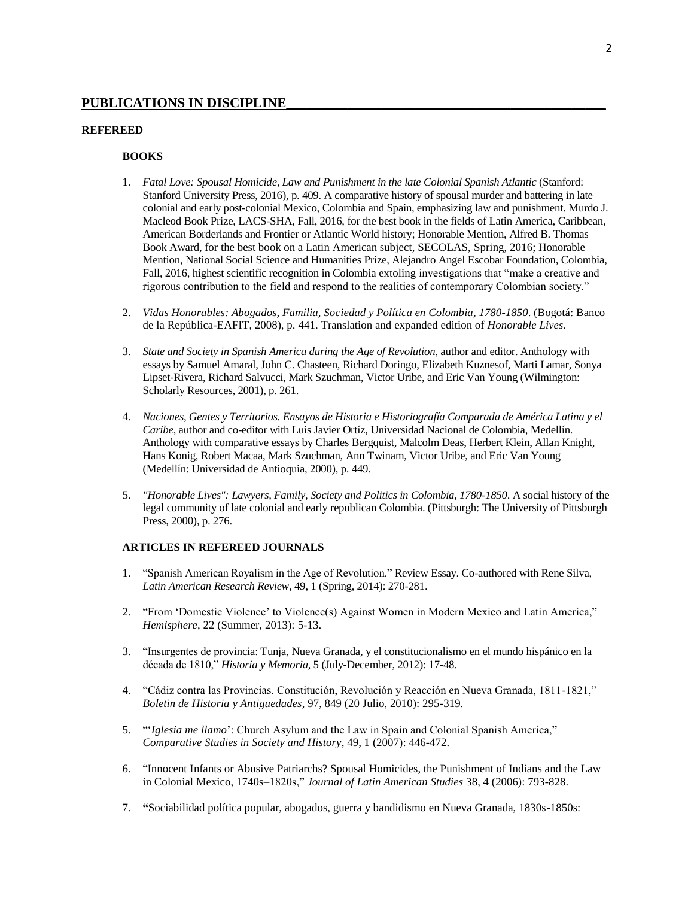## PUBLICATIONS IN DISCIPLINE

### REFEREED

#### BOOKS

1. *Fatal Love: Spousal Homicide, Law and Punishment in the late Colonial Spanish Atlantic* (Stanford: Stanford University Press, 2016), p. 409. A comparative history of spousal murder and battering in late colonial and early post-colonial Mexico, Colombia and Spain, emphasizing law and punishment. Murdo J. Macleod Book Prize, LACS-SHA, Fall, 2016, for the best book in the fields of Latin America, Caribbean, American Borderlands and Frontier or Atlantic World history; Honorable Mention, Alfred B. Thomas Book Award, for the best book on a Latin American subject, SECOLAS, Spring, 2016; Honorable Mention, National Social Science and Humanities Prize, Alejandro Angel Escobar Foundation, Colombia, Fall, 2016, highest scientific recognition in Colombia extoling investigations that "make a creative and rigorous contribution to the field and respond to the realities of contemporary Colombian society."

2. *Vidas Honorables: Abogados, Familia, Sociedad y Política en Colombia, 1780-1850*. (Bogotá: Banco de la República-EAFIT, 2008), p. 441. Translation and expanded edition of *Honorable Lives*.

3. *State and Society in Spanish America during the Age of Revolution*, author and editor. Anthology with essays by Samuel Amaral, John C. Chasteen, Richard Doringo, Elizabeth Kuznesof, Marti Lamar, Sonya Lipset-Rivera, Richard Salvucci, Mark Szuchman, Victor Uribe, and Eric Van Young (Wilmington: Scholarly Resources, 2001), p. 261.

4. *Naciones, Gentes y Territorios. Ensayos de Historia e Historiografía Comparada de América Latina y el Caribe*, author and co-editor with Luis Javier Ortíz, Universidad Nacional de Colombia, Medellín. Anthology with comparative essays by Charles Bergquist, Malcolm Deas, Herbert Klein, Allan Knight, Hans Konig, Robert Macaa, Mark Szuchman, Ann Twinam, Victor Uribe, and Eric Van Young (Medellín: Universidad de Antioquia, 2000), p. 449.

5. *"Honorable Lives": Lawyers, Family, Society and Politics in Colombia, 1780-1850*. A social history of the legal community of late colonial and early republican Colombia. (Pittsburgh: The University of Pittsburgh Press, 2000), p. 276.

#### ARTICLES IN REFEREED JOURNALS

1. "Spanish American Royalism in the Age of Revolution." Review Essay. Co-authored with Rene Silva, *Latin American Research Review*, 49, 1 (Spring, 2014): 270-281.

2. "From 'Domestic Violence' to Violence(s) Against Women in Modern Mexico and Latin America," *Hemisphere*, 22 (Summer, 2013): 5-13.

3. "Insurgentes de provincia: Tunja, Nueva Granada, y el constitucionalismo en el mundo hispánico en la década de 1810," *Historia y Memoria*, 5 (July-December, 2012): 17-48.

4. "Cádiz contra las Provincias. Constitución, Revolución y Reacción en Nueva Granada, 1811-1821," *Boletin de Historia y Antiguedades*, 97, 849 (20 Julio, 2010): 295-319.

5. "'*Iglesia me llamo*': Church Asylum and the Law in Spain and Colonial Spanish America," *Comparative Studies in Society and History*, 49, 1 (2007): 446-472.

6. "Innocent Infants or Abusive Patriarchs? Spousal Homicides, the Punishment of Indians and the Law in Colonial Mexico, 1740s–1820s," *Journal of Latin American Studies* 38, 4 (2006): 793-828.

7. **"**Sociabilidad política popular, abogados, guerra y bandidismo en Nueva Granada, 1830s-1850s: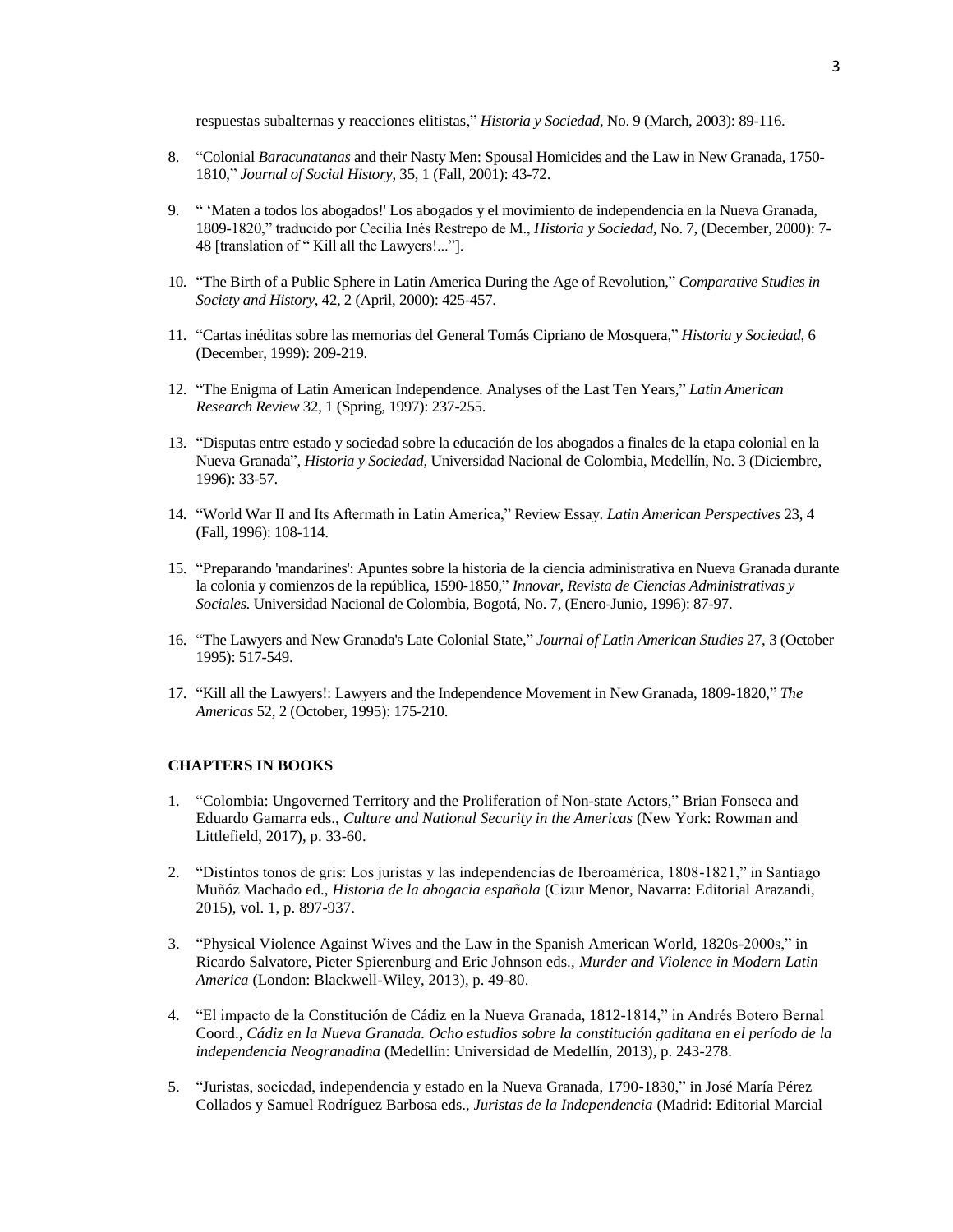respuestas subalternas y reacciones elitistas," *Historia y Sociedad*, No. 9 (March, 2003): 89-116.

8. "Colonial *Baracunatanas* and their Nasty Men: Spousal Homicides and the Law in New Granada, 1750-1810," *Journal of Social History*, 35, 1 (Fall, 2001): 43-72.

9. " 'Maten a todos los abogados!' Los abogados y el movimiento de independencia en la Nueva Granada, 1809-1820," traducido por Cecilia Inés Restrepo de M., *Historia y Sociedad*, No. 7, (December, 2000): 7-48 [translation of " Kill all the Lawyers!..."].

10. "The Birth of a Public Sphere in Latin America During the Age of Revolution," *Comparative Studies in Society and History*, 42, 2 (April, 2000): 425-457.

11. "Cartas inéditas sobre las memorias del General Tomás Cipriano de Mosquera," *Historia y Sociedad*, 6 (December, 1999): 209-219.

12. "The Enigma of Latin American Independence. Analyses of the Last Ten Years," *Latin American Research Review* 32, 1 (Spring, 1997): 237-255.

13. "Disputas entre estado y sociedad sobre la educación de los abogados a finales de la etapa colonial en la Nueva Granada", *Historia y Sociedad*, Universidad Nacional de Colombia, Medellín, No. 3 (Diciembre, 1996): 33-57.

14. "World War II and Its Aftermath in Latin America," Review Essay. *Latin American Perspectives* 23, 4 (Fall, 1996): 108-114.

15. "Preparando 'mandarines': Apuntes sobre la historia de la ciencia administrativa en Nueva Granada durante la colonia y comienzos de la república, 1590-1850," *Innovar, Revista de Ciencias Administrativas y Sociales.* Universidad Nacional de Colombia, Bogotá, No. 7, (Enero-Junio, 1996): 87-97.

16. "The Lawyers and New Granada's Late Colonial State," *Journal of Latin American Studies* 27, 3 (October 1995): 517-549.

17. "Kill all the Lawyers!: Lawyers and the Independence Movement in New Granada, 1809-1820," *The Americas* 52, 2 (October, 1995): 175-210.

## CHAPTERS IN BOOKS

1. "Colombia: Ungoverned Territory and the Proliferation of Non-state Actors," Brian Fonseca and Eduardo Gamarra eds., *Culture and National Security in the Americas* (New York: Rowman and Littlefield, 2017), p. 33-60.

2. "Distintos tonos de gris: Los juristas y las independencias de Iberoamérica, 1808-1821," in Santiago Muñóz Machado ed., *Historia de la abogacia española* (Cizur Menor, Navarra: Editorial Arazandi, 2015), vol. 1, p. 897-937.

3. "Physical Violence Against Wives and the Law in the Spanish American World, 1820s-2000s," in Ricardo Salvatore, Pieter Spierenburg and Eric Johnson eds., *Murder and Violence in Modern Latin America* (London: Blackwell-Wiley, 2013), p. 49-80.

4. "El impacto de la Constitución de Cádiz en la Nueva Granada, 1812-1814," in Andrés Botero Bernal Coord., *Cádiz en la Nueva Granada. Ocho estudios sobre la constitución gaditana en el período de la independencia Neogranadina* (Medellín: Universidad de Medellín, 2013), p. 243-278.

5. "Juristas, sociedad, independencia y estado en la Nueva Granada, 1790-1830," in José María Pérez Collados y Samuel Rodríguez Barbosa eds., *Juristas de la Independencia* (Madrid: Editorial Marcial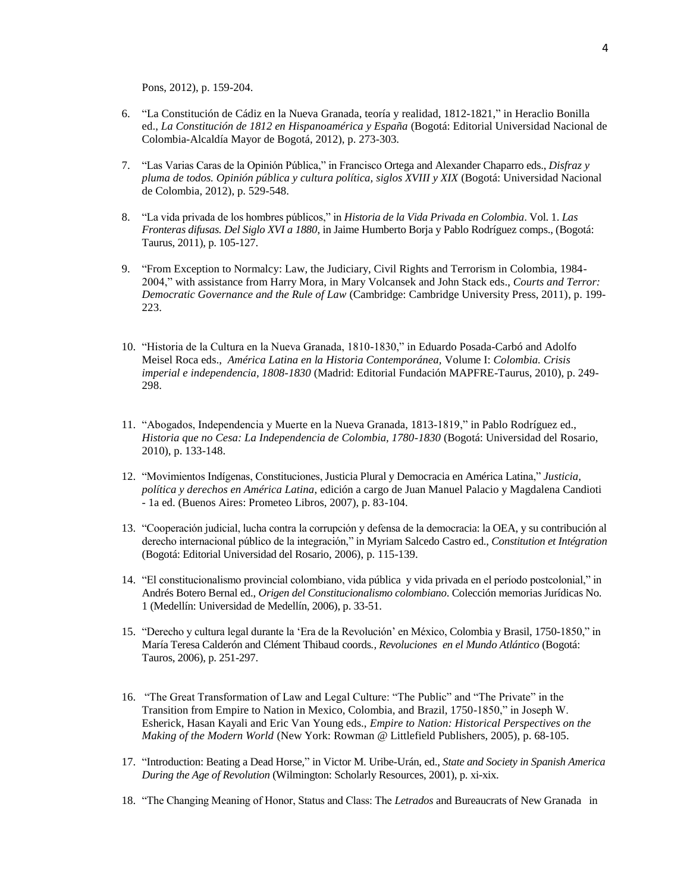Pons, 2012), p. 159-204.

6. "La Constitución de Cádiz en la Nueva Granada, teoría y realidad, 1812-1821," in Heraclio Bonilla ed., *La Constitución de 1812 en Hispanoamérica y España* (Bogotá: Editorial Universidad Nacional de Colombia-Alcaldía Mayor de Bogotá, 2012), p. 273-303.

7. "Las Varias Caras de la Opinión Pública," in Francisco Ortega and Alexander Chaparro eds., *Disfraz y pluma de todos. Opinión pública y cultura política, siglos XVIII y XIX* (Bogotá: Universidad Nacional de Colombia, 2012), p. 529-548.

8. "La vida privada de los hombres públicos," in *Historia de la Vida Privada en Colombia*. Vol. 1. *Las Fronteras difusas. Del Siglo XVI a 1880*, in Jaime Humberto Borja y Pablo Rodríguez comps., (Bogotá: Taurus, 2011), p. 105-127.

9. "From Exception to Normalcy: Law, the Judiciary, Civil Rights and Terrorism in Colombia, 1984-2004," with assistance from Harry Mora, in Mary Volcansek and John Stack eds., *Courts and Terror: Democratic Governance and the Rule of Law* (Cambridge: Cambridge University Press, 2011), p. 199-223.

10. "Historia de la Cultura en la Nueva Granada, 1810-1830," in Eduardo Posada-Carbó and Adolfo Meisel Roca eds., *América Latina en la Historia Contemporánea,* Volume I: *Colombia. Crisis imperial e independencia, 1808-1830* (Madrid: Editorial Fundación MAPFRE-Taurus, 2010), p. 249-298.

11. "Abogados, Independencia y Muerte en la Nueva Granada, 1813-1819," in Pablo Rodríguez ed., *Historia que no Cesa: La Independencia de Colombia, 1780-1830* (Bogotá: Universidad del Rosario, 2010), p. 133-148.

12. "Movimientos Indígenas, Constituciones, Justicia Plural y Democracia en América Latina," *Justicia, política y derechos en América Latina*, edición a cargo de Juan Manuel Palacio y Magdalena Candioti - 1a ed. (Buenos Aires: Prometeo Libros, 2007), p. 83-104.

13. "Cooperación judicial, lucha contra la corrupción y defensa de la democracia: la OEA, y su contribución al derecho internacional público de la integración," in Myriam Salcedo Castro ed., *Constitution et Intégration* (Bogotá: Editorial Universidad del Rosario, 2006), p. 115-139.

14. "El constitucionalismo provincial colombiano, vida pública y vida privada en el período postcolonial," in Andrés Botero Bernal ed., *Origen del Constitucionalismo colombiano*. Colección memorias Jurídicas No. 1 (Medellín: Universidad de Medellín, 2006), p. 33-51.

15. "Derecho y cultura legal durante la 'Era de la Revolución' en México, Colombia y Brasil, 1750-1850," in María Teresa Calderón and Clément Thibaud coords*., Revoluciones en el Mundo Atlántico* (Bogotá: Tauros, 2006), p. 251-297.

16. "The Great Transformation of Law and Legal Culture: "The Public" and "The Private" in the Transition from Empire to Nation in Mexico, Colombia, and Brazil, 1750-1850," in Joseph W. Esherick, Hasan Kayali and Eric Van Young eds., *Empire to Nation: Historical Perspectives on the Making of the Modern World* (New York: Rowman @ Littlefield Publishers, 2005), p. 68-105.

17. "Introduction: Beating a Dead Horse," in Victor M. Uribe-Urán, ed., *State and Society in Spanish America During the Age of Revolution* (Wilmington: Scholarly Resources, 2001), p. xi-xix.

18. "The Changing Meaning of Honor, Status and Class: The *Letrados* and Bureaucrats of New Granada in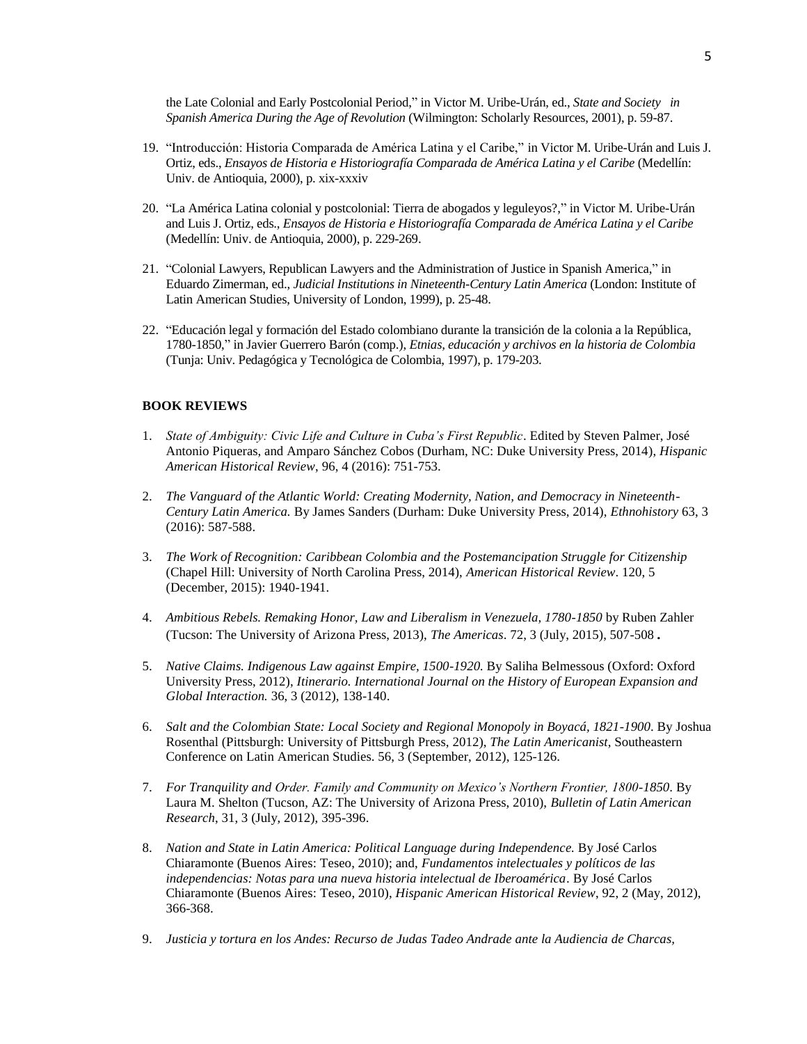the Late Colonial and Early Postcolonial Period," in Victor M. Uribe-Urán, ed., *State and Society in Spanish America During the Age of Revolution* (Wilmington: Scholarly Resources, 2001), p. 59-87.

19. "Introducción: Historia Comparada de América Latina y el Caribe," in Victor M. Uribe-Urán and Luis J. Ortiz, eds., *Ensayos de Historia e Historiografía Comparada de América Latina y el Caribe* (Medellín: Univ. de Antioquia, 2000), p. xix-xxxiv

20. "La América Latina colonial y postcolonial: Tierra de abogados y leguleyos?," in Victor M. Uribe-Urán and Luis J. Ortiz, eds., *Ensayos de Historia e Historiografía Comparada de América Latina y el Caribe* (Medellín: Univ. de Antioquia, 2000), p. 229-269.

21. "Colonial Lawyers, Republican Lawyers and the Administration of Justice in Spanish America," in Eduardo Zimerman, ed., *Judicial Institutions in Nineteenth-Century Latin America* (London: Institute of Latin American Studies, University of London, 1999), p. 25-48.

22. "Educación legal y formación del Estado colombiano durante la transición de la colonia a la República, 1780-1850," in Javier Guerrero Barón (comp.), *Etnias, educación y archivos en la historia de Colombia* (Tunja: Univ. Pedagógica y Tecnológica de Colombia, 1997), p. 179-203.

**BOOK REVIEWS**

1. *State of Ambiguity: Civic Life and Culture in Cuba's First Republic*. Edited by Steven Palmer, José Antonio Piqueras, and Amparo Sánchez Cobos (Durham, NC: Duke University Press, 2014), *Hispanic American Historical Review*, 96, 4 (2016): 751-753.

2. *The Vanguard of the Atlantic World: Creating Modernity, Nation, and Democracy in Nineteenth-Century Latin America.* By James Sanders (Durham: Duke University Press, 2014), *Ethnohistory* 63, 3 (2016): 587-588.

3. *The Work of Recognition: Caribbean Colombia and the Postemancipation Struggle for Citizenship* (Chapel Hill: University of North Carolina Press, 2014), *American Historical Review*. 120, 5 (December, 2015): 1940-1941.

4. *Ambitious Rebels. Remaking Honor, Law and Liberalism in Venezuela, 1780-1850* by Ruben Zahler (Tucson: The University of Arizona Press, 2013), *The Americas*. 72, 3 (July, 2015), 507-508.

5. *Native Claims. Indigenous Law against Empire, 1500-1920.* By Saliha Belmessous (Oxford: Oxford University Press, 2012), *Itinerario. International Journal on the History of European Expansion and Global Interaction.* 36, 3 (2012), 138-140.

6. *Salt and the Colombian State: Local Society and Regional Monopoly in Boyacá, 1821-1900*. By Joshua Rosenthal (Pittsburgh: University of Pittsburgh Press, 2012), *The Latin Americanist*, Southeastern Conference on Latin American Studies. 56, 3 (September, 2012), 125-126.

7. *For Tranquility and Order. Family and Community on Mexico's Northern Frontier, 1800-1850*. By Laura M. Shelton (Tucson, AZ: The University of Arizona Press, 2010), *Bulletin of Latin American Research*, 31, 3 (July, 2012), 395-396.

8. *Nation and State in Latin America: Political Language during Independence.* By José Carlos Chiaramonte (Buenos Aires: Teseo, 2010); and, *Fundamentos intelectuales y políticos de las independencias: Notas para una nueva historia intelectual de Iberoamérica*. By José Carlos Chiaramonte (Buenos Aires: Teseo, 2010), *Hispanic American Historical Review*, 92, 2 (May, 2012), 366-368.

9. *Justicia y tortura en los Andes: Recurso de Judas Tadeo Andrade ante la Audiencia de Charcas,*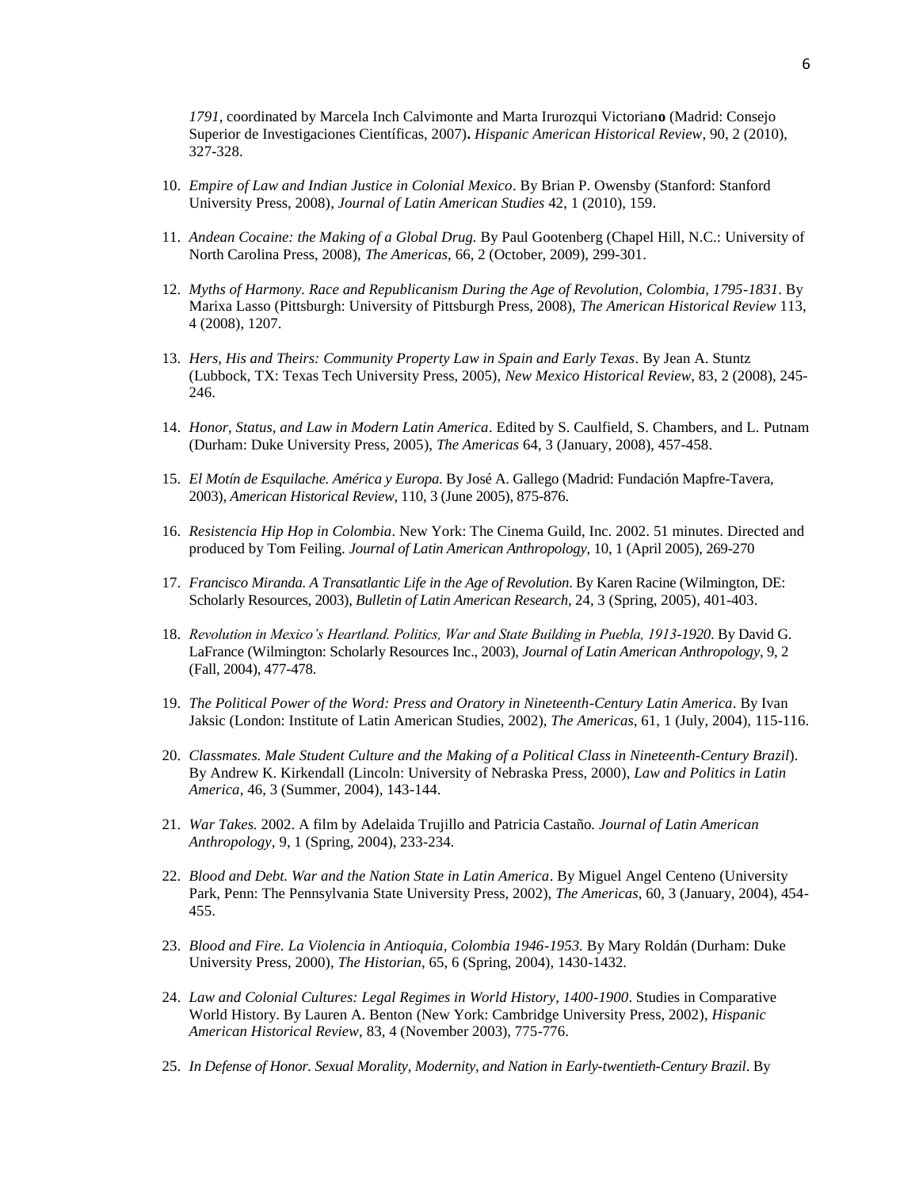*1791*, coordinated by Marcela Inch Calvimonte and Marta Irurozqui Victoriano (Madrid: Consejo Superior de Investigaciones Científicas, 2007). *Hispanic American Historical Review*, 90, 2 (2010), 327-328.

10. *Empire of Law and Indian Justice in Colonial Mexico*. By Brian P. Owensby (Stanford: Stanford University Press, 2008), *Journal of Latin American Studies* 42, 1 (2010), 159.

11. *Andean Cocaine: the Making of a Global Drug.* By Paul Gootenberg (Chapel Hill, N.C.: University of North Carolina Press, 2008), *The Americas*, 66, 2 (October, 2009), 299-301.

12. *Myths of Harmony. Race and Republicanism During the Age of Revolution, Colombia, 1795-1831*. By Marixa Lasso (Pittsburgh: University of Pittsburgh Press, 2008), *The American Historical Review* 113, 4 (2008), 1207.

13. *Hers, His and Theirs: Community Property Law in Spain and Early Texas*. By Jean A. Stuntz (Lubbock, TX: Texas Tech University Press, 2005), *New Mexico Historical Review*, 83, 2 (2008), 245-246.

14. *Honor, Status, and Law in Modern Latin America*. Edited by S. Caulfield, S. Chambers, and L. Putnam (Durham: Duke University Press, 2005), *The Americas* 64, 3 (January, 2008), 457-458.

15. *El Motín de Esquilache. América y Europa.* By José A. Gallego (Madrid: Fundación Mapfre-Tavera, 2003), *American Historical Review*, 110, 3 (June 2005), 875-876.

16. *Resistencia Hip Hop in Colombia*. New York: The Cinema Guild, Inc. 2002. 51 minutes. Directed and produced by Tom Feiling. *Journal of Latin American Anthropology*, 10, 1 (April 2005), 269-270

17. *Francisco Miranda. A Transatlantic Life in the Age of Revolution*. By Karen Racine (Wilmington, DE: Scholarly Resources, 2003), *Bulletin of Latin American Research*, 24, 3 (Spring, 2005), 401-403.

18. *Revolution in Mexico's Heartland. Politics, War and State Building in Puebla, 1913-1920*. By David G. LaFrance (Wilmington: Scholarly Resources Inc., 2003), *Journal of Latin American Anthropology*, 9, 2 (Fall, 2004), 477-478.

19. *The Political Power of the Word: Press and Oratory in Nineteenth-Century Latin America*. By Ivan Jaksic (London: Institute of Latin American Studies, 2002), *The Americas*, 61, 1 (July, 2004), 115-116.

20. *Classmates. Male Student Culture and the Making of a Political Class in Nineteenth-Century Brazil*). By Andrew K. Kirkendall (Lincoln: University of Nebraska Press, 2000), *Law and Politics in Latin America*, 46, 3 (Summer, 2004), 143-144.

21. *War Takes.* 2002. A film by Adelaida Trujillo and Patricia Castaño. *Journal of Latin American Anthropology*, 9, 1 (Spring, 2004), 233-234.

22. *Blood and Debt. War and the Nation State in Latin America*. By Miguel Angel Centeno (University Park, Penn: The Pennsylvania State University Press, 2002), *The Americas*, 60, 3 (January, 2004), 454-455.

23. *Blood and Fire. La Violencia in Antioquia, Colombia 1946-1953.* By Mary Roldán (Durham: Duke University Press, 2000), *The Historian*, 65, 6 (Spring, 2004), 1430-1432.

24. *Law and Colonial Cultures: Legal Regimes in World History, 1400-1900*. Studies in Comparative World History. By Lauren A. Benton (New York: Cambridge University Press, 2002), *Hispanic American Historical Review*, 83, 4 (November 2003), 775-776.

25. *In Defense of Honor. Sexual Morality, Modernity, and Nation in Early-twentieth-Century Brazil*. By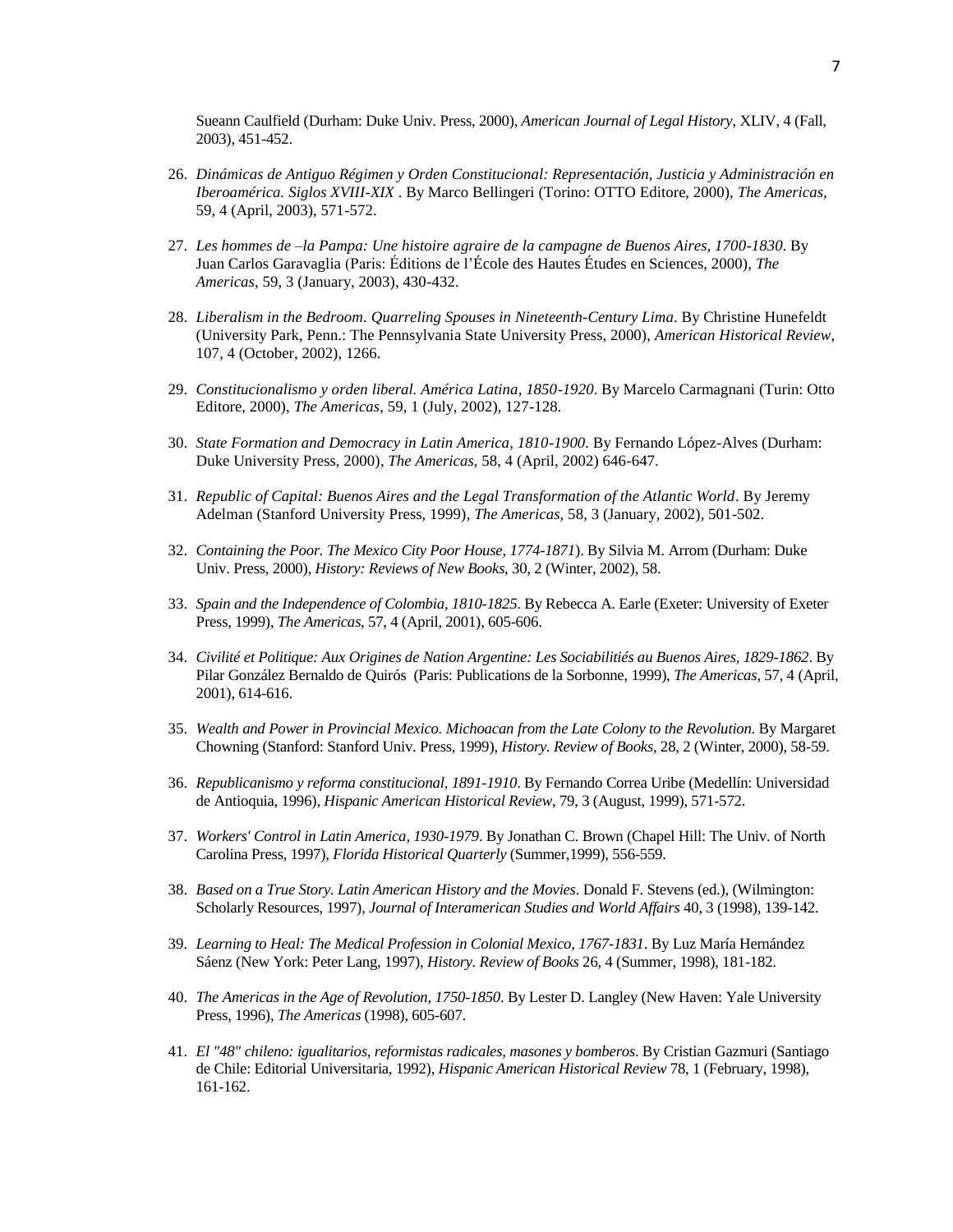Sueann Caulfield (Durham: Duke Univ. Press, 2000), *American Journal of Legal History*, XLIV, 4 (Fall, 2003), 451-452.

26. *Dinámicas de Antiguo Régimen y Orden Constitucional: Representación, Justicia y Administración en Iberoamérica. Siglos XVIII-XIX* . By Marco Bellingeri (Torino: OTTO Editore, 2000), *The Americas*, 59, 4 (April, 2003), 571-572.

27. *Les hommes de –la Pampa: Une histoire agraire de la campagne de Buenos Aires, 1700-1830*. By Juan Carlos Garavaglia (Paris: Éditions de l'École des Hautes Études en Sciences, 2000), *The Americas*, 59, 3 (January, 2003), 430-432.

28. *Liberalism in the Bedroom. Quarreling Spouses in Nineteenth-Century Lima*. By Christine Hunefeldt (University Park, Penn.: The Pennsylvania State University Press, 2000), *American Historical Review*, 107, 4 (October, 2002), 1266.

29. *Constitucionalismo y orden liberal. América Latina, 1850-1920*. By Marcelo Carmagnani (Turin: Otto Editore, 2000), *The Americas*, 59, 1 (July, 2002), 127-128.

30. *State Formation and Democracy in Latin America, 1810-1900*. By Fernando López-Alves (Durham: Duke University Press, 2000), *The Americas*, 58, 4 (April, 2002) 646-647.

31. *Republic of Capital: Buenos Aires and the Legal Transformation of the Atlantic World*. By Jeremy Adelman (Stanford University Press, 1999), *The Americas*, 58, 3 (January, 2002), 501-502.

32. *Containing the Poor. The Mexico City Poor House, 1774-1871*). By Silvia M. Arrom (Durham: Duke Univ. Press, 2000), *History: Reviews of New Books*, 30, 2 (Winter, 2002), 58.

33. *Spain and the Independence of Colombia, 1810-1825*. By Rebecca A. Earle (Exeter: University of Exeter Press, 1999), *The Americas*, 57, 4 (April, 2001), 605-606.

34. *Civilité et Politique: Aux Origines de Nation Argentine: Les Sociabilitiés au Buenos Aires, 1829-1862*. By Pilar González Bernaldo de Quirós (Paris: Publications de la Sorbonne, 1999), *The Americas*, 57, 4 (April, 2001), 614-616.

35. *Wealth and Power in Provincial Mexico. Michoacan from the Late Colony to the Revolution*. By Margaret Chowning (Stanford: Stanford Univ. Press, 1999), *History. Review of Books*, 28, 2 (Winter, 2000), 58-59.

36. *Republicanismo y reforma constitucional, 1891-1910*. By Fernando Correa Uribe (Medellín: Universidad de Antioquia, 1996), *Hispanic American Historical Review*, 79, 3 (August, 1999), 571-572.

37. *Workers' Control in Latin America, 1930-1979*. By Jonathan C. Brown (Chapel Hill: The Univ. of North Carolina Press, 1997), *Florida Historical Quarterly* (Summer,1999), 556-559.

38. *Based on a True Story. Latin American History and the Movies*. Donald F. Stevens (ed.), (Wilmington: Scholarly Resources, 1997), *Journal of Interamerican Studies and World Affairs* 40, 3 (1998), 139-142.

39. *Learning to Heal: The Medical Profession in Colonial Mexico, 1767-1831*. By Luz María Hernández Sáenz (New York: Peter Lang, 1997), *History. Review of Books* 26, 4 (Summer, 1998), 181-182.

40. *The Americas in the Age of Revolution, 1750-1850*. By Lester D. Langley (New Haven: Yale University Press, 1996), *The Americas* (1998), 605-607.

41. *El "48" chileno: igualitarios, reformistas radicales, masones y bomberos*. By Cristian Gazmuri (Santiago de Chile: Editorial Universitaria, 1992), *Hispanic American Historical Review* 78, 1 (February, 1998), 161-162.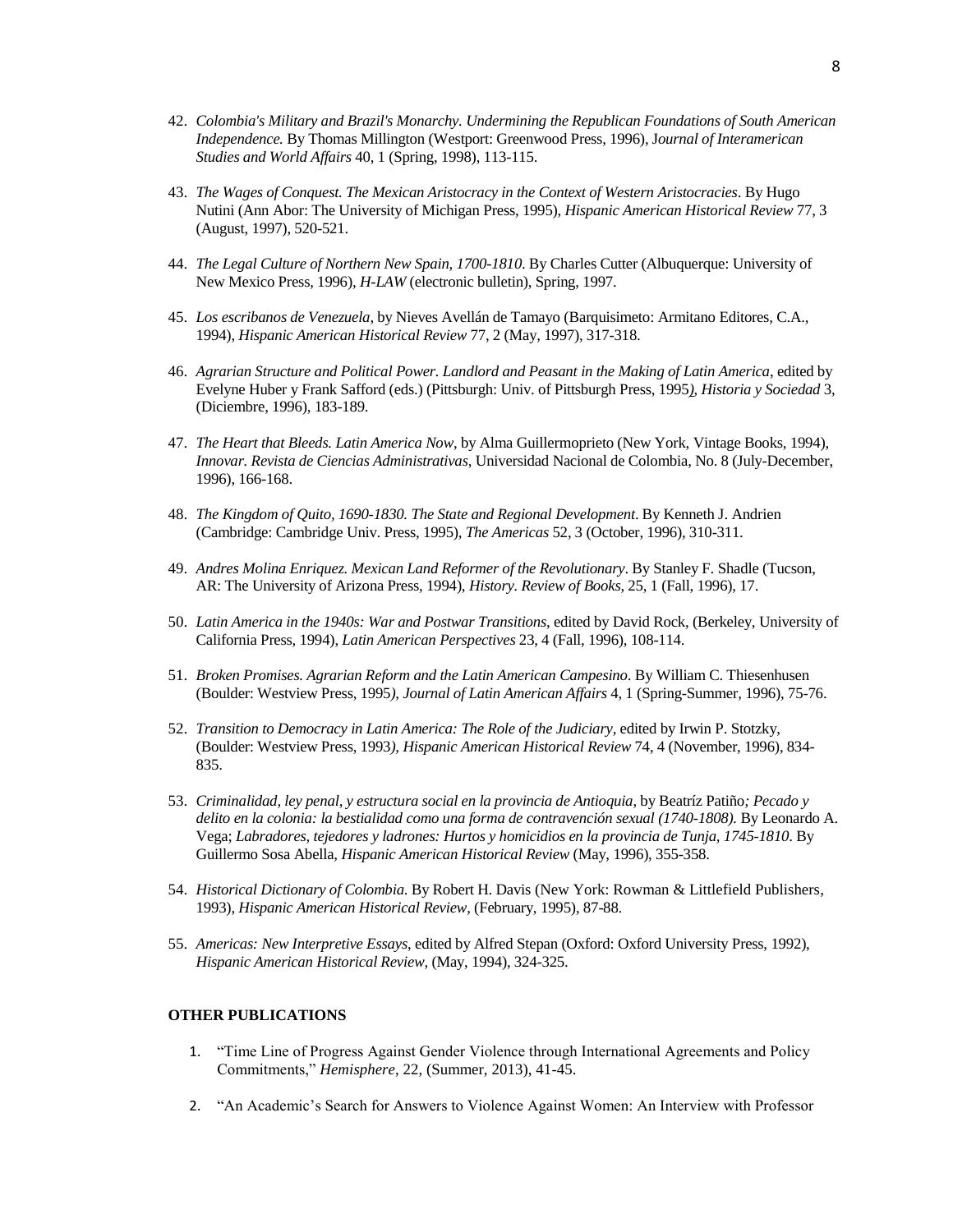42. *Colombia's Military and Brazil's Monarchy. Undermining the Republican Foundations of South American Independence.* By Thomas Millington (Westport: Greenwood Press, 1996), J*ournal of Interamerican Studies and World Affairs* 40, 1 (Spring, 1998), 113-115.

43. *The Wages of Conquest. The Mexican Aristocracy in the Context of Western Aristocracies*. By Hugo Nutini (Ann Abor: The University of Michigan Press, 1995), *Hispanic American Historical Review* 77, 3 (August, 1997), 520-521.

44. *The Legal Culture of Northern New Spain, 1700-1810*. By Charles Cutter (Albuquerque: University of New Mexico Press, 1996), *H-LAW* (electronic bulletin), Spring, 1997.

45. *Los escribanos de Venezuela*, by Nieves Avellán de Tamayo (Barquisimeto: Armitano Editores, C.A., 1994), *Hispanic American Historical Review* 77, 2 (May, 1997), 317-318.

46. *Agrarian Structure and Political Power. Landlord and Peasant in the Making of Latin America*, edited by Evelyne Huber y Frank Safford (eds.) (Pittsburgh: Univ. of Pittsburgh Press, 1995*), Historia y Sociedad* 3, (Diciembre, 1996), 183-189.

47. *The Heart that Bleeds. Latin America Now*, by Alma Guillermoprieto (New York, Vintage Books, 1994), *Innovar. Revista de Ciencias Administrativas*, Universidad Nacional de Colombia, No. 8 (July-December, 1996), 166-168.

48. *The Kingdom of Quito, 1690-1830. The State and Regional Development*. By Kenneth J. Andrien (Cambridge: Cambridge Univ. Press, 1995), *The Americas* 52, 3 (October, 1996), 310-311.

49. *Andres Molina Enriquez. Mexican Land Reformer of the Revolutionary*. By Stanley F. Shadle (Tucson, AR: The University of Arizona Press, 1994), *History. Review of Books*, 25, 1 (Fall, 1996), 17.

50. *Latin America in the 1940s: War and Postwar Transitions*, edited by David Rock, (Berkeley, University of California Press, 1994), *Latin American Perspectives* 23, 4 (Fall, 1996), 108-114.

51. *Broken Promises. Agrarian Reform and the Latin American Campesino*. By William C. Thiesenhusen (Boulder: Westview Press, 1995*), Journal of Latin American Affairs* 4, 1 (Spring-Summer, 1996), 75-76.

52. *Transition to Democracy in Latin America: The Role of the Judiciary*, edited by Irwin P. Stotzky, (Boulder: Westview Press, 1993*), Hispanic American Historical Review* 74, 4 (November, 1996), 834-835.

53. *Criminalidad, ley penal, y estructura social en la provincia de Antioquia*, by Beatríz Patiño*; Pecado y delito en la colonia: la bestialidad como una forma de contravención sexual (1740-1808).* By Leonardo A. Vega; *Labradores, tejedores y ladrones: Hurtos y homicidios en la provincia de Tunja, 1745-1810*. By Guillermo Sosa Abella, *Hispanic American Historical Review* (May, 1996), 355-358.

54. *Historical Dictionary of Colombia.* By Robert H. Davis (New York: Rowman & Littlefield Publishers, 1993), *Hispanic American Historical Review*, (February, 1995), 87-88.

55. *Americas: New Interpretive Essays*, edited by Alfred Stepan (Oxford: Oxford University Press, 1992), *Hispanic American Historical Review,* (May, 1994), 324-325.

**OTHER PUBLICATIONS**

1. "Time Line of Progress Against Gender Violence through International Agreements and Policy Commitments," *Hemisphere*, 22, (Summer, 2013), 41-45.

2. "An Academic's Search for Answers to Violence Against Women: An Interview with Professor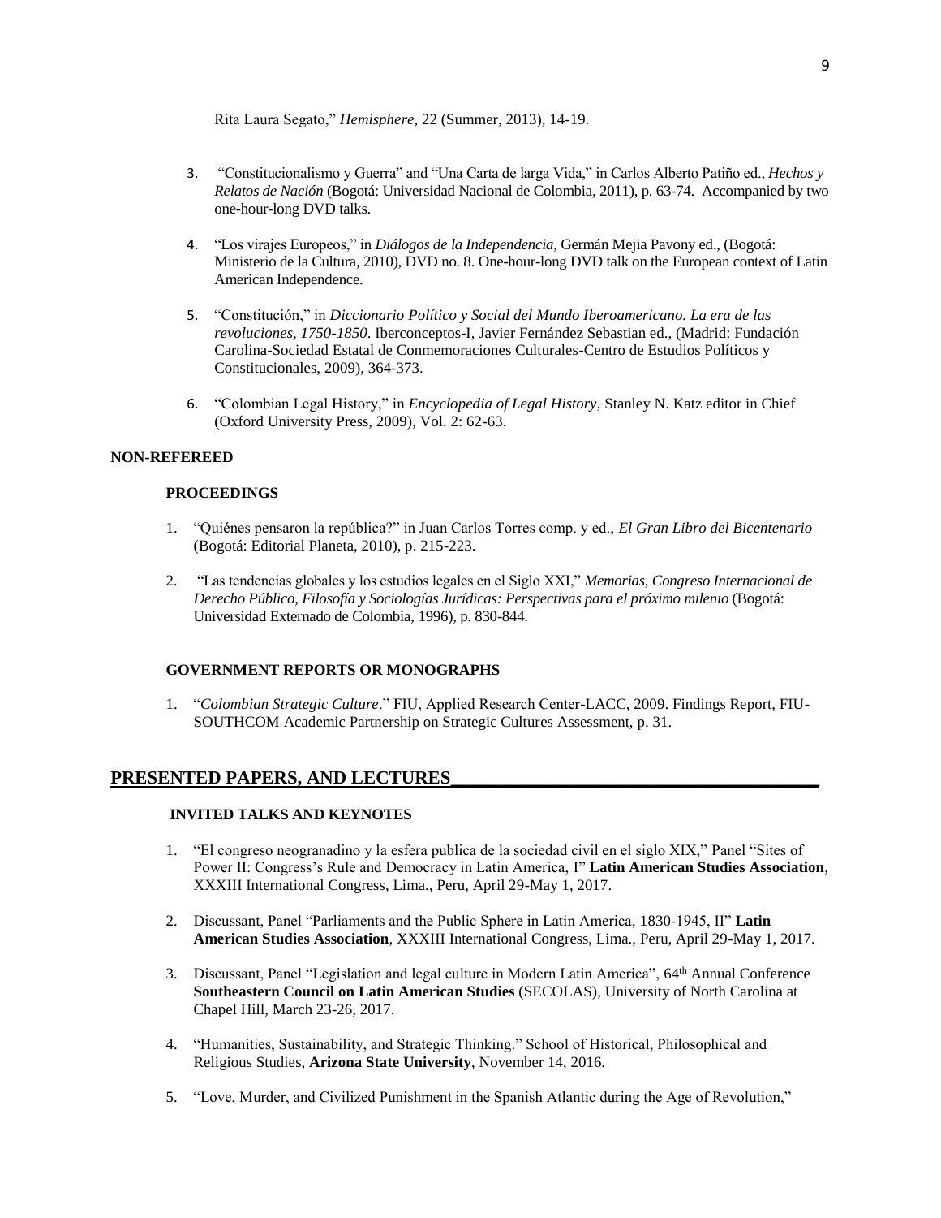Rita Laura Segato," *Hemisphere*, 22 (Summer, 2013), 14-19.

3. "Constitucionalismo y Guerra" and "Una Carta de larga Vida," in Carlos Alberto Patiño ed., *Hechos y Relatos de Nación* (Bogotá: Universidad Nacional de Colombia, 2011), p. 63-74. Accompanied by two one-hour-long DVD talks.

4. "Los virajes Europeos," in *Diálogos de la Independencia*, Germán Mejia Pavony ed., (Bogotá: Ministerio de la Cultura, 2010), DVD no. 8. One-hour-long DVD talk on the European context of Latin American Independence.

5. "Constitución," in *Diccionario Político y Social del Mundo Iberoamericano. La era de las revoluciones, 1750-1850*. Iberconceptos-I, Javier Fernández Sebastian ed., (Madrid: Fundación Carolina-Sociedad Estatal de Conmemoraciones Culturales-Centro de Estudios Políticos y Constitucionales, 2009), 364-373.

6. "Colombian Legal History," in *Encyclopedia of Legal History*, Stanley N. Katz editor in Chief (Oxford University Press, 2009), Vol. 2: 62-63.

**NON-REFEREED**

**PROCEEDINGS**

1. "Quiénes pensaron la república?" in Juan Carlos Torres comp. y ed., *El Gran Libro del Bicentenario* (Bogotá: Editorial Planeta, 2010), p. 215-223.

2. "Las tendencias globales y los estudios legales en el Siglo XXI," *Memorias, Congreso Internacional de Derecho Público, Filosofía y Sociologías Jurídicas: Perspectivas para el próximo milenio* (Bogotá: Universidad Externado de Colombia, 1996), p. 830-844.

**GOVERNMENT REPORTS OR MONOGRAPHS**

1. "*Colombian Strategic Culture*." FIU, Applied Research Center-LACC, 2009. Findings Report, FIU-SOUTHCOM Academic Partnership on Strategic Cultures Assessment, p. 31.

## PRESENTED PAPERS, AND LECTURES

**INVITED TALKS AND KEYNOTES**

1. "El congreso neogranadino y la esfera publica de la sociedad civil en el siglo XIX," Panel "Sites of Power II: Congress's Rule and Democracy in Latin America, I" **Latin American Studies Association**, XXXIII International Congress, Lima., Peru, April 29-May 1, 2017.

2. Discussant, Panel "Parliaments and the Public Sphere in Latin America, 1830-1945, II" **Latin American Studies Association**, XXXIII International Congress, Lima., Peru, April 29-May 1, 2017.

3. Discussant, Panel "Legislation and legal culture in Modern Latin America", 64th Annual Conference **Southeastern Council on Latin American Studies** (SECOLAS), University of North Carolina at Chapel Hill, March 23-26, 2017.

4. "Humanities, Sustainability, and Strategic Thinking." School of Historical, Philosophical and Religious Studies, **Arizona State University**, November 14, 2016.

5. "Love, Murder, and Civilized Punishment in the Spanish Atlantic during the Age of Revolution,"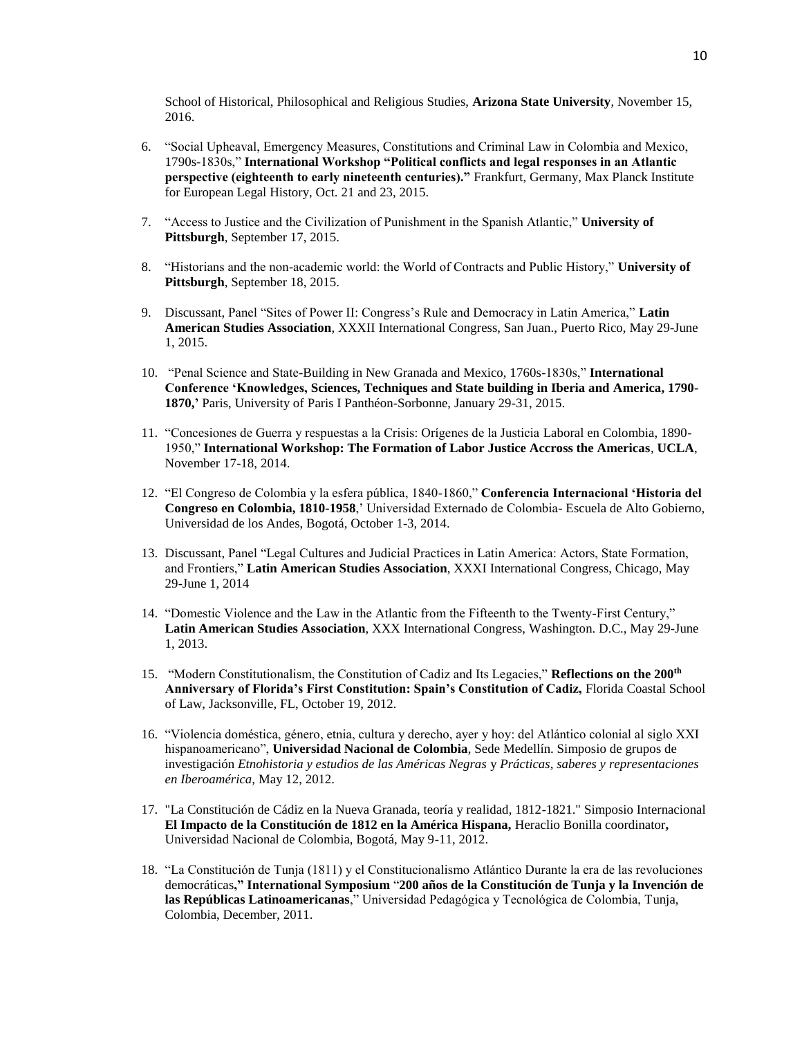School of Historical, Philosophical and Religious Studies, **Arizona State University**, November 15, 2016.

6. "Social Upheaval, Emergency Measures, Constitutions and Criminal Law in Colombia and Mexico, 1790s-1830s," **International Workshop "Political conflicts and legal responses in an Atlantic perspective (eighteenth to early nineteenth centuries)."** Frankfurt, Germany, Max Planck Institute for European Legal History, Oct. 21 and 23, 2015.

7. "Access to Justice and the Civilization of Punishment in the Spanish Atlantic," **University of Pittsburgh**, September 17, 2015.

8. "Historians and the non-academic world: the World of Contracts and Public History," **University of Pittsburgh**, September 18, 2015.

9. Discussant, Panel "Sites of Power II: Congress's Rule and Democracy in Latin America," **Latin American Studies Association**, XXXII International Congress, San Juan., Puerto Rico, May 29-June 1, 2015.

10. "Penal Science and State-Building in New Granada and Mexico, 1760s-1830s," **International Conference 'Knowledges, Sciences, Techniques and State building in Iberia and America, 1790-1870,'** Paris, University of Paris I Panthéon-Sorbonne, January 29-31, 2015.

11. "Concesiones de Guerra y respuestas a la Crisis: Orígenes de la Justicia Laboral en Colombia, 1890-1950," **International Workshop: The Formation of Labor Justice Accross the Americas**, **UCLA**, November 17-18, 2014.

12. "El Congreso de Colombia y la esfera pública, 1840-1860," **Conferencia Internacional 'Historia del Congreso en Colombia, 1810-1958**,' Universidad Externado de Colombia- Escuela de Alto Gobierno, Universidad de los Andes, Bogotá, October 1-3, 2014.

13. Discussant, Panel "Legal Cultures and Judicial Practices in Latin America: Actors, State Formation, and Frontiers," **Latin American Studies Association**, XXXI International Congress, Chicago, May 29-June 1, 2014

14. "Domestic Violence and the Law in the Atlantic from the Fifteenth to the Twenty-First Century," **Latin American Studies Association**, XXX International Congress, Washington. D.C., May 29-June 1, 2013.

15. "Modern Constitutionalism, the Constitution of Cadiz and Its Legacies," **Reflections on the 200th Anniversary of Florida's First Constitution: Spain's Constitution of Cadiz,** Florida Coastal School of Law, Jacksonville, FL, October 19, 2012.

16. "Violencia doméstica, género, etnia, cultura y derecho, ayer y hoy: del Atlántico colonial al siglo XXI hispanoamericano", **Universidad Nacional de Colombia**, Sede Medellín. Simposio de grupos de investigación *Etnohistoria y estudios de las Américas Negras* y *Prácticas, saberes y representaciones en Iberoamérica,* May 12, 2012.

17. "La Constitución de Cádiz en la Nueva Granada, teoría y realidad, 1812-1821." Simposio Internacional **El Impacto de la Constitución de 1812 en la América Hispana,** Heraclio Bonilla coordinator**,** Universidad Nacional de Colombia, Bogotá, May 9-11, 2012.

18. "La Constitución de Tunja (1811) y el Constitucionalismo Atlántico Durante la era de las revoluciones democráticas**," International Symposium** "**200 años de la Constitución de Tunja y la Invención de las Repúblicas Latinoamericanas**," Universidad Pedagógica y Tecnológica de Colombia, Tunja, Colombia, December, 2011.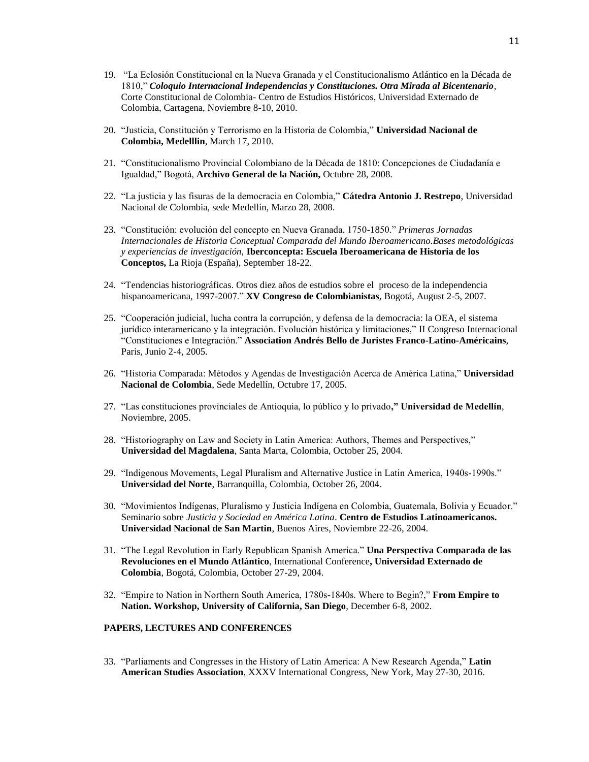19. "La Eclosión Constitucional en la Nueva Granada y el Constitucionalismo Atlántico en la Década de 1810," ***Coloquio Internacional Independencias y Constituciones. Otra Mirada al Bicentenario***, Corte Constitucional de Colombia- Centro de Estudios Históricos, Universidad Externado de Colombia, Cartagena, Noviembre 8-10, 2010.

20. "Justicia, Constitución y Terrorismo en la Historia de Colombia," **Universidad Nacional de Colombia, Medelllin**, March 17, 2010.

21. "Constitucionalismo Provincial Colombiano de la Década de 1810: Concepciones de Ciudadanía e Igualdad," Bogotá, **Archivo General de la Nación,** Octubre 28, 2008.

22. "La justicia y las fisuras de la democracia en Colombia," **Cátedra Antonio J. Restrepo**, Universidad Nacional de Colombia, sede Medellín, Marzo 28, 2008.

23. "Constitución: evolución del concepto en Nueva Granada, 1750-1850." *Primeras Jornadas Internacionales de Historia Conceptual Comparada del Mundo Iberoamericano.Bases metodológicas y experiencias de investigación,* **Iberconcepta: Escuela Iberoamericana de Historia de los Conceptos,** La Rioja (España), September 18-22.

24. "Tendencias historiográficas. Otros diez años de estudios sobre el proceso de la independencia hispanoamericana, 1997-2007." **XV Congreso de Colombianistas**, Bogotá, August 2-5, 2007.

25. "Cooperación judicial, lucha contra la corrupción, y defensa de la democracia: la OEA, el sistema jurídico interamericano y la integración. Evolución histórica y limitaciones," II Congreso Internacional "Constituciones e Integración." **Association Andrés Bello de Juristes Franco-Latino-Américains**, Paris, Junio 2-4, 2005.

26. "Historia Comparada: Métodos y Agendas de Investigación Acerca de América Latina," **Universidad Nacional de Colombia**, Sede Medellín, Octubre 17, 2005.

27. "Las constituciones provinciales de Antioquia, lo público y lo privado**," Universidad de Medellín**, Noviembre, 2005.

28. "Historiography on Law and Society in Latin America: Authors, Themes and Perspectives," **Universidad del Magdalena**, Santa Marta, Colombia, October 25, 2004.

29. "Indigenous Movements, Legal Pluralism and Alternative Justice in Latin America, 1940s-1990s." **Universidad del Norte**, Barranquilla, Colombia, October 26, 2004.

30. "Movimientos Indígenas, Pluralismo y Justicia Indígena en Colombia, Guatemala, Bolivia y Ecuador." Seminario sobre *Justicia y Sociedad en América Latina*. **Centro de Estudios Latinoamericanos. Universidad Nacional de San Martin**, Buenos Aires, Noviembre 22-26, 2004.

31. "The Legal Revolution in Early Republican Spanish America." **Una Perspectiva Comparada de las Revoluciones en el Mundo Atlántico**, International Conference**, Universidad Externado de Colombia**, Bogotá, Colombia, October 27-29, 2004.

32. "Empire to Nation in Northern South America, 1780s-1840s. Where to Begin?," **From Empire to Nation. Workshop, University of California, San Diego**, December 6-8, 2002.

**PAPERS, LECTURES AND CONFERENCES**

33. "Parliaments and Congresses in the History of Latin America: A New Research Agenda," **Latin American Studies Association**, XXXV International Congress, New York, May 27-30, 2016.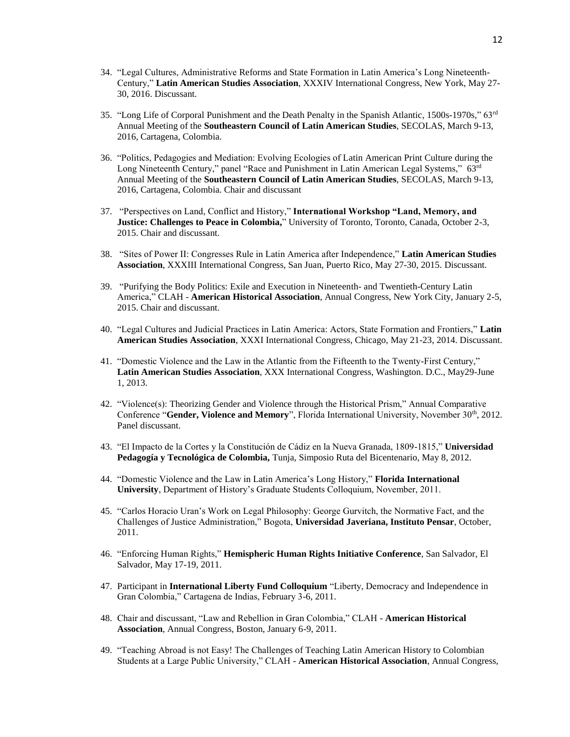34. "Legal Cultures, Administrative Reforms and State Formation in Latin America's Long Nineteenth-Century," **Latin American Studies Association**, XXXIV International Congress, New York, May 27-30, 2016. Discussant.

35. "Long Life of Corporal Punishment and the Death Penalty in the Spanish Atlantic, 1500s-1970s," 63rd Annual Meeting of the **Southeastern Council of Latin American Studies**, SECOLAS, March 9-13, 2016, Cartagena, Colombia.

36. "Politics, Pedagogies and Mediation: Evolving Ecologies of Latin American Print Culture during the Long Nineteenth Century," panel "Race and Punishment in Latin American Legal Systems," 63rd Annual Meeting of the **Southeastern Council of Latin American Studies**, SECOLAS, March 9-13, 2016, Cartagena, Colombia. Chair and discussant

37. "Perspectives on Land, Conflict and History," **International Workshop "Land, Memory, and Justice: Challenges to Peace in Colombia,"** University of Toronto, Toronto, Canada, October 2-3, 2015. Chair and discussant.

38. "Sites of Power II: Congresses Rule in Latin America after Independence," **Latin American Studies Association**, XXXIII International Congress, San Juan, Puerto Rico, May 27-30, 2015. Discussant.

39. "Purifying the Body Politics: Exile and Execution in Nineteenth- and Twentieth-Century Latin America," CLAH - **American Historical Association**, Annual Congress, New York City, January 2-5, 2015. Chair and discussant.

40. "Legal Cultures and Judicial Practices in Latin America: Actors, State Formation and Frontiers," **Latin American Studies Association**, XXXI International Congress, Chicago, May 21-23, 2014. Discussant.

41. "Domestic Violence and the Law in the Atlantic from the Fifteenth to the Twenty-First Century," **Latin American Studies Association**, XXX International Congress, Washington. D.C., May29-June 1, 2013.

42. "Violence(s): Theorizing Gender and Violence through the Historical Prism," Annual Comparative Conference "**Gender, Violence and Memory**", Florida International University, November 30th, 2012. Panel discussant.

43. "El Impacto de la Cortes y la Constitución de Cádiz en la Nueva Granada, 1809-1815," **Universidad Pedagogía y Tecnológica de Colombia,** Tunja, Simposio Ruta del Bicentenario, May 8, 2012.

44. "Domestic Violence and the Law in Latin America's Long History," **Florida International University**, Department of History's Graduate Students Colloquium, November, 2011.

45. "Carlos Horacio Uran's Work on Legal Philosophy: George Gurvitch, the Normative Fact, and the Challenges of Justice Administration," Bogota, **Universidad Javeriana, Instituto Pensar**, October, 2011.

46. "Enforcing Human Rights," **Hemispheric Human Rights Initiative Conference**, San Salvador, El Salvador, May 17-19, 2011.

47. Participant in **International Liberty Fund Colloquium** "Liberty, Democracy and Independence in Gran Colombia," Cartagena de Indias, February 3-6, 2011.

48. Chair and discussant, "Law and Rebellion in Gran Colombia," CLAH - **American Historical Association**, Annual Congress, Boston, January 6-9, 2011.

49. "Teaching Abroad is not Easy! The Challenges of Teaching Latin American History to Colombian Students at a Large Public University," CLAH - **American Historical Association**, Annual Congress,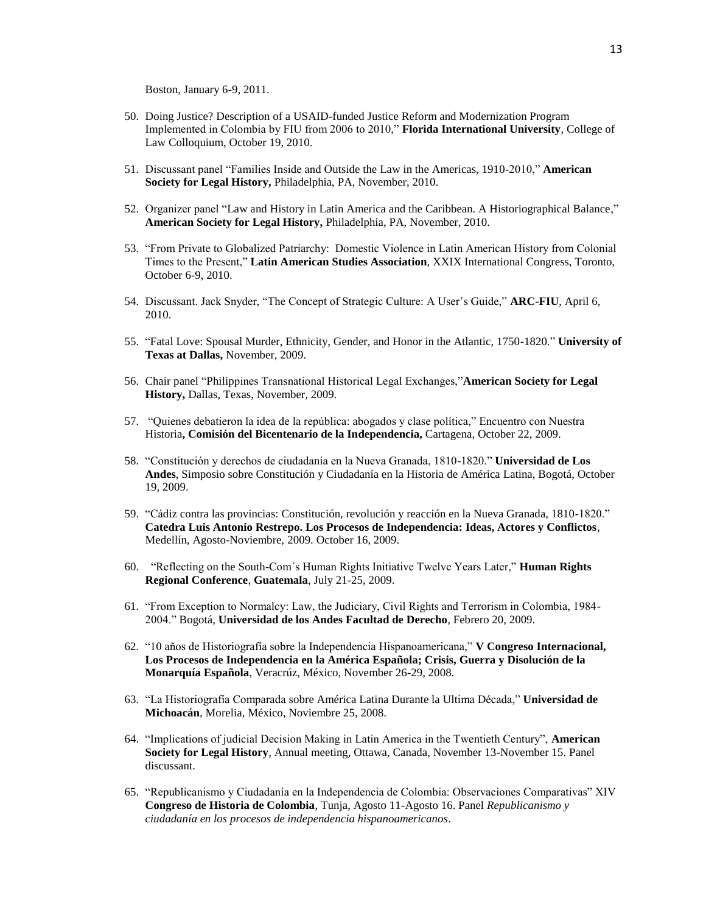Boston, January 6-9, 2011.

50. Doing Justice? Description of a USAID-funded Justice Reform and Modernization Program Implemented in Colombia by FIU from 2006 to 2010," **Florida International University**, College of Law Colloquium, October 19, 2010.

51. Discussant panel "Families Inside and Outside the Law in the Americas, 1910-2010," **American Society for Legal History,** Philadelphia, PA, November, 2010.

52. Organizer panel "Law and History in Latin America and the Caribbean. A Historiographical Balance," **American Society for Legal History,** Philadelphia, PA, November, 2010.

53. "From Private to Globalized Patriarchy: Domestic Violence in Latin American History from Colonial Times to the Present," **Latin American Studies Association**, XXIX International Congress, Toronto, October 6-9, 2010.

54. Discussant. Jack Snyder, "The Concept of Strategic Culture: A User's Guide," **ARC-FIU**, April 6, 2010.

55. "Fatal Love: Spousal Murder, Ethnicity, Gender, and Honor in the Atlantic, 1750-1820." **University of Texas at Dallas,** November, 2009.

56. Chair panel "Philippines Transnational Historical Legal Exchanges,"**American Society for Legal History,** Dallas, Texas, November, 2009.

57. "Quienes debatieron la idea de la república: abogados y clase política," Encuentro con Nuestra Historia**, Comisión del Bicentenario de la Independencia,** Cartagena, October 22, 2009.

58. "Constitución y derechos de ciudadanía en la Nueva Granada, 1810-1820." **Universidad de Los Andes**, Simposio sobre Constitución y Ciudadanía en la Historia de América Latina, Bogotá, October 19, 2009.

59. "Cádiz contra las provincias: Constitución, revolución y reacción en la Nueva Granada, 1810-1820." **Catedra Luis Antonio Restrepo. Los Procesos de Independencia: Ideas, Actores y Conflictos**, Medellín, Agosto-Noviembre, 2009. October 16, 2009.

60. "Reflecting on the South-Com´s Human Rights Initiative Twelve Years Later," **Human Rights Regional Conference**, **Guatemala**, July 21-25, 2009.

61. "From Exception to Normalcy: Law, the Judiciary, Civil Rights and Terrorism in Colombia, 1984-2004." Bogotá, **Universidad de los Andes Facultad de Derecho**, Febrero 20, 2009.

62. "10 años de Historiografía sobre la Independencia Hispanoamericana," **V Congreso Internacional, Los Procesos de Independencia en la América Española; Crisis, Guerra y Disolución de la Monarquía Española**, Veracrúz, México, November 26-29, 2008.

63. "La Historiografía Comparada sobre América Latina Durante la Ultima Década," **Universidad de Michoacán**, Morelia, México, Noviembre 25, 2008.

64. "Implications of judicial Decision Making in Latin America in the Twentieth Century", **American Society for Legal History**, Annual meeting, Ottawa, Canada, November 13-November 15. Panel discussant.

65. "Republicanismo y Ciudadanía en la Independencia de Colombia: Observaciones Comparativas" XIV **Congreso de Historia de Colombia**, Tunja, Agosto 11-Agosto 16. Panel *Republicanismo y ciudadanía en los procesos de independencia hispanoamericanos*.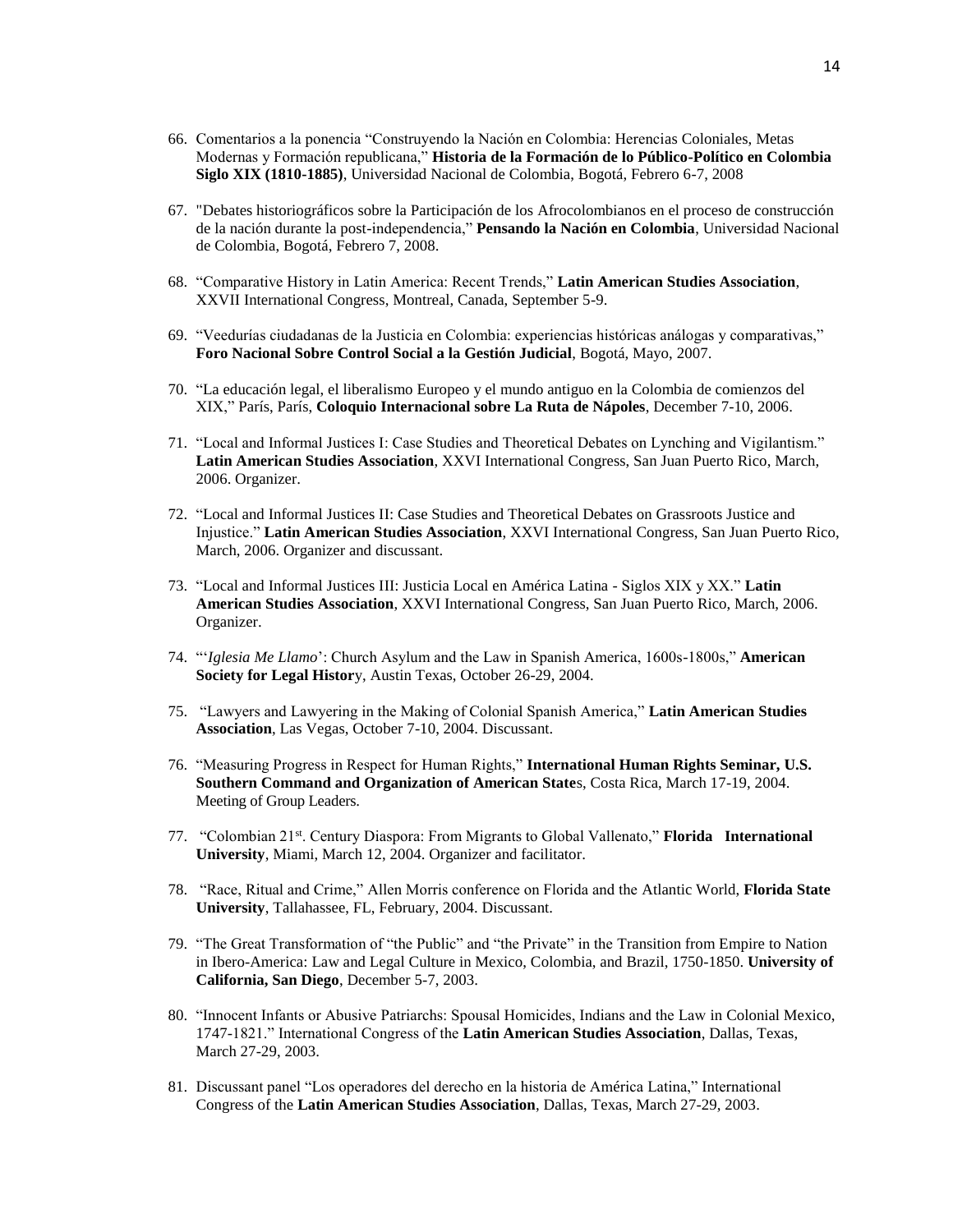66. Comentarios a la ponencia "Construyendo la Nación en Colombia: Herencias Coloniales, Metas Modernas y Formación republicana," **Historia de la Formación de lo Público-Político en Colombia Siglo XIX (1810-1885)**, Universidad Nacional de Colombia, Bogotá, Febrero 6-7, 2008

67. "Debates historiográficos sobre la Participación de los Afrocolombianos en el proceso de construcción de la nación durante la post-independencia," **Pensando la Nación en Colombia**, Universidad Nacional de Colombia, Bogotá, Febrero 7, 2008.

68. "Comparative History in Latin America: Recent Trends," **Latin American Studies Association**, XXVII International Congress, Montreal, Canada, September 5-9.

69. "Veedurías ciudadanas de la Justicia en Colombia: experiencias históricas análogas y comparativas," **Foro Nacional Sobre Control Social a la Gestión Judicial**, Bogotá, Mayo, 2007.

70. "La educación legal, el liberalismo Europeo y el mundo antiguo en la Colombia de comienzos del XIX," París, París, **Coloquio Internacional sobre La Ruta de Nápoles**, December 7-10, 2006.

71. "Local and Informal Justices I: Case Studies and Theoretical Debates on Lynching and Vigilantism." **Latin American Studies Association**, XXVI International Congress, San Juan Puerto Rico, March, 2006. Organizer.

72. "Local and Informal Justices II: Case Studies and Theoretical Debates on Grassroots Justice and Injustice." **Latin American Studies Association**, XXVI International Congress, San Juan Puerto Rico, March, 2006. Organizer and discussant.

73. "Local and Informal Justices III: Justicia Local en América Latina - Siglos XIX y XX." **Latin American Studies Association**, XXVI International Congress, San Juan Puerto Rico, March, 2006. Organizer.

74. "'*Iglesia Me Llamo*': Church Asylum and the Law in Spanish America, 1600s-1800s," **American Society for Legal Histor**y, Austin Texas, October 26-29, 2004.

75. "Lawyers and Lawyering in the Making of Colonial Spanish America," **Latin American Studies Association**, Las Vegas, October 7-10, 2004. Discussant.

76. "Measuring Progress in Respect for Human Rights," **International Human Rights Seminar, U.S. Southern Command and Organization of American State**s, Costa Rica, March 17-19, 2004. Meeting of Group Leaders.

77. "Colombian 21st. Century Diaspora: From Migrants to Global Vallenato," **Florida International University**, Miami, March 12, 2004. Organizer and facilitator.

78. "Race, Ritual and Crime," Allen Morris conference on Florida and the Atlantic World, **Florida State University**, Tallahassee, FL, February, 2004. Discussant.

79. "The Great Transformation of "the Public" and "the Private" in the Transition from Empire to Nation in Ibero-America: Law and Legal Culture in Mexico, Colombia, and Brazil, 1750-1850. **University of California, San Diego**, December 5-7, 2003.

80. "Innocent Infants or Abusive Patriarchs: Spousal Homicides, Indians and the Law in Colonial Mexico, 1747-1821." International Congress of the **Latin American Studies Association**, Dallas, Texas, March 27-29, 2003.

81. Discussant panel "Los operadores del derecho en la historia de América Latina," International Congress of the **Latin American Studies Association**, Dallas, Texas, March 27-29, 2003.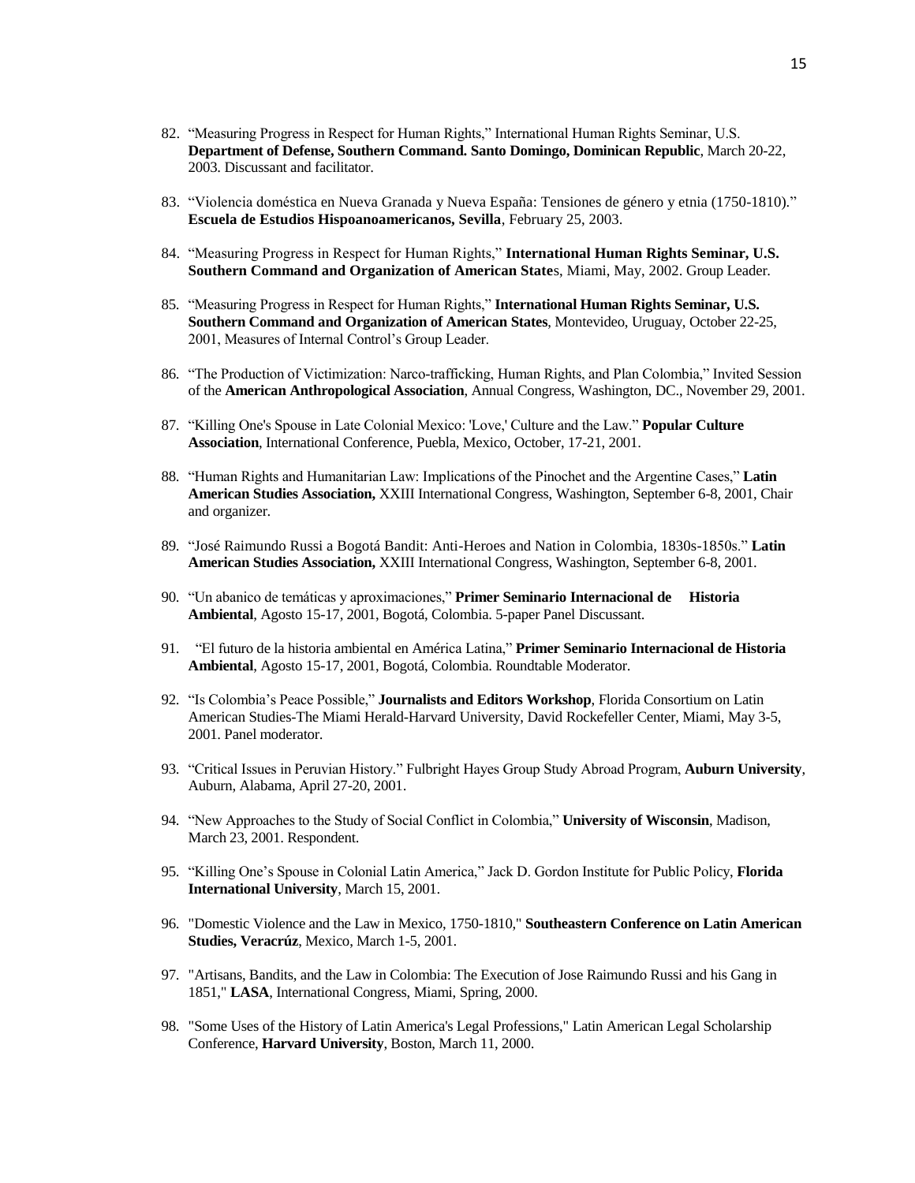82. "Measuring Progress in Respect for Human Rights," International Human Rights Seminar, U.S. **Department of Defense, Southern Command. Santo Domingo, Dominican Republic**, March 20-22, 2003. Discussant and facilitator.

83. "Violencia doméstica en Nueva Granada y Nueva España: Tensiones de género y etnia (1750-1810)." **Escuela de Estudios Hispoanoamericanos, Sevilla**, February 25, 2003.

84. "Measuring Progress in Respect for Human Rights," **International Human Rights Seminar, U.S. Southern Command and Organization of American State**s, Miami, May, 2002. Group Leader.

85. "Measuring Progress in Respect for Human Rights," **International Human Rights Seminar, U.S. Southern Command and Organization of American States**, Montevideo, Uruguay, October 22-25, 2001, Measures of Internal Control's Group Leader.

86. "The Production of Victimization: Narco-trafficking, Human Rights, and Plan Colombia," Invited Session of the **American Anthropological Association**, Annual Congress, Washington, DC., November 29, 2001.

87. "Killing One's Spouse in Late Colonial Mexico: 'Love,' Culture and the Law." **Popular Culture Association**, International Conference, Puebla, Mexico, October, 17-21, 2001.

88. "Human Rights and Humanitarian Law: Implications of the Pinochet and the Argentine Cases," **Latin American Studies Association,** XXIII International Congress, Washington, September 6-8, 2001, Chair and organizer.

89. "José Raimundo Russi a Bogotá Bandit: Anti-Heroes and Nation in Colombia, 1830s-1850s." **Latin American Studies Association,** XXIII International Congress, Washington, September 6-8, 2001.

90. "Un abanico de temáticas y aproximaciones," **Primer Seminario Internacional de Historia Ambiental**, Agosto 15-17, 2001, Bogotá, Colombia. 5-paper Panel Discussant.

91. "El futuro de la historia ambiental en América Latina," **Primer Seminario Internacional de Historia Ambiental**, Agosto 15-17, 2001, Bogotá, Colombia. Roundtable Moderator.

92. "Is Colombia's Peace Possible," **Journalists and Editors Workshop**, Florida Consortium on Latin American Studies-The Miami Herald-Harvard University, David Rockefeller Center, Miami, May 3-5, 2001. Panel moderator.

93. "Critical Issues in Peruvian History." Fulbright Hayes Group Study Abroad Program, **Auburn University**, Auburn, Alabama, April 27-20, 2001.

94. "New Approaches to the Study of Social Conflict in Colombia," **University of Wisconsin**, Madison, March 23, 2001. Respondent.

95. "Killing One's Spouse in Colonial Latin America," Jack D. Gordon Institute for Public Policy, **Florida International University**, March 15, 2001.

96. "Domestic Violence and the Law in Mexico, 1750-1810," **Southeastern Conference on Latin American Studies, Veracrúz**, Mexico, March 1-5, 2001.

97. "Artisans, Bandits, and the Law in Colombia: The Execution of Jose Raimundo Russi and his Gang in 1851," **LASA**, International Congress, Miami, Spring, 2000.

98. "Some Uses of the History of Latin America's Legal Professions," Latin American Legal Scholarship Conference, **Harvard University**, Boston, March 11, 2000.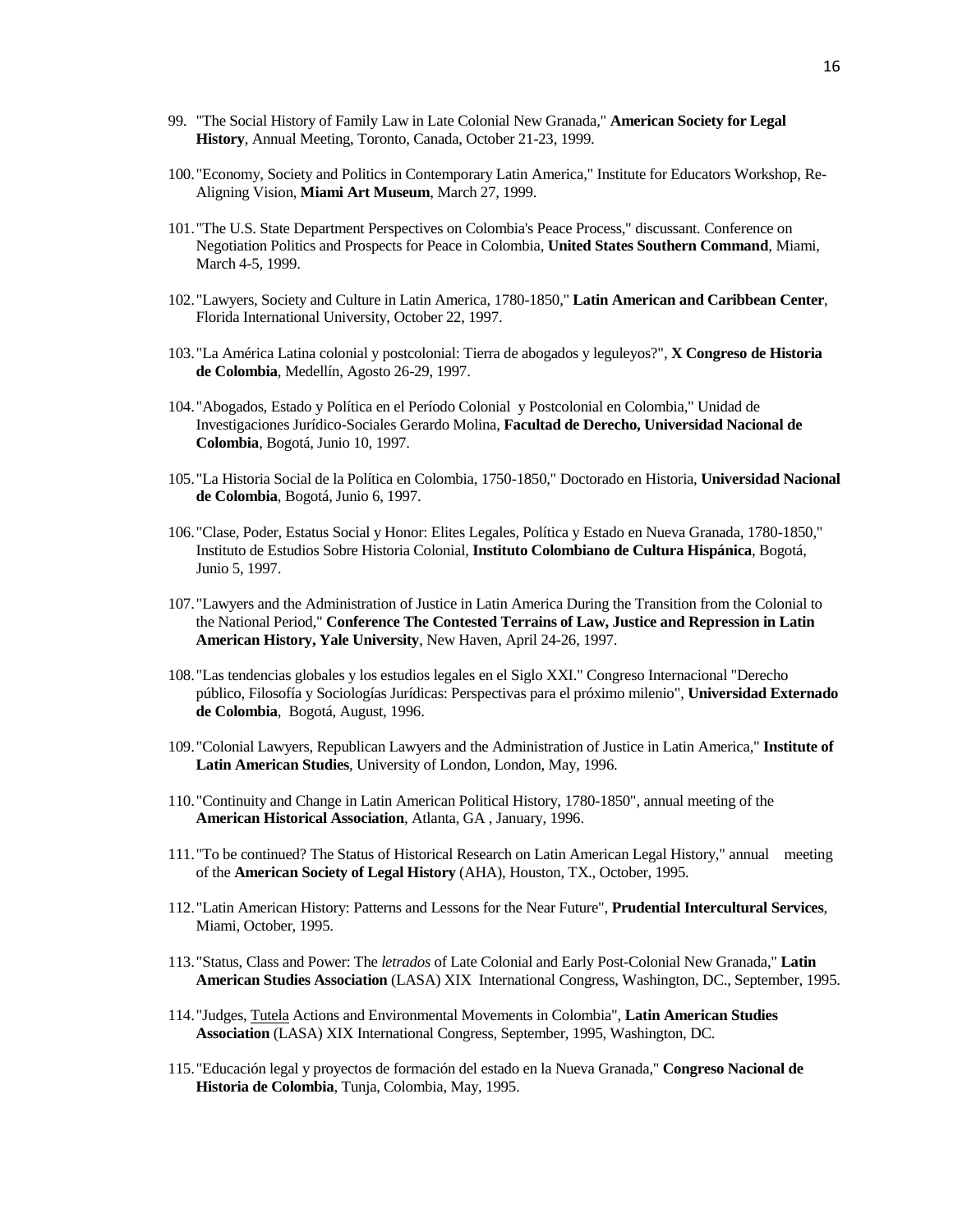99. "The Social History of Family Law in Late Colonial New Granada," **American Society for Legal History**, Annual Meeting, Toronto, Canada, October 21-23, 1999.

100. "Economy, Society and Politics in Contemporary Latin America," Institute for Educators Workshop, Re-Aligning Vision, **Miami Art Museum**, March 27, 1999.

101. "The U.S. State Department Perspectives on Colombia's Peace Process," discussant. Conference on Negotiation Politics and Prospects for Peace in Colombia, **United States Southern Command**, Miami, March 4-5, 1999.

102. "Lawyers, Society and Culture in Latin America, 1780-1850," **Latin American and Caribbean Center**, Florida International University, October 22, 1997.

103. "La América Latina colonial y postcolonial: Tierra de abogados y leguleyos?", **X Congreso de Historia de Colombia**, Medellín, Agosto 26-29, 1997.

104. "Abogados, Estado y Política en el Período Colonial y Postcolonial en Colombia," Unidad de Investigaciones Jurídico-Sociales Gerardo Molina, **Facultad de Derecho, Universidad Nacional de Colombia**, Bogotá, Junio 10, 1997.

105. "La Historia Social de la Política en Colombia, 1750-1850," Doctorado en Historia, **Universidad Nacional de Colombia**, Bogotá, Junio 6, 1997.

106. "Clase, Poder, Estatus Social y Honor: Elites Legales, Política y Estado en Nueva Granada, 1780-1850," Instituto de Estudios Sobre Historia Colonial, **Instituto Colombiano de Cultura Hispánica**, Bogotá, Junio 5, 1997.

107. "Lawyers and the Administration of Justice in Latin America During the Transition from the Colonial to the National Period," **Conference The Contested Terrains of Law, Justice and Repression in Latin American History, Yale University**, New Haven, April 24-26, 1997.

108. "Las tendencias globales y los estudios legales en el Siglo XXI." Congreso Internacional "Derecho público, Filosofía y Sociologías Jurídicas: Perspectivas para el próximo milenio", **Universidad Externado de Colombia**, Bogotá, August, 1996.

109. "Colonial Lawyers, Republican Lawyers and the Administration of Justice in Latin America," **Institute of Latin American Studies**, University of London, London, May, 1996.

110. "Continuity and Change in Latin American Political History, 1780-1850", annual meeting of the **American Historical Association**, Atlanta, GA , January, 1996.

111. "To be continued? The Status of Historical Research on Latin American Legal History," annual meeting of the **American Society of Legal History** (AHA), Houston, TX., October, 1995.

112. "Latin American History: Patterns and Lessons for the Near Future", **Prudential Intercultural Services**, Miami, October, 1995.

113. "Status, Class and Power: The *letrados* of Late Colonial and Early Post-Colonial New Granada," **Latin American Studies Association** (LASA) XIX International Congress, Washington, DC., September, 1995.

114. "Judges, Tutela Actions and Environmental Movements in Colombia", **Latin American Studies Association** (LASA) XIX International Congress, September, 1995, Washington, DC.

115. "Educación legal y proyectos de formación del estado en la Nueva Granada," **Congreso Nacional de Historia de Colombia**, Tunja, Colombia, May, 1995.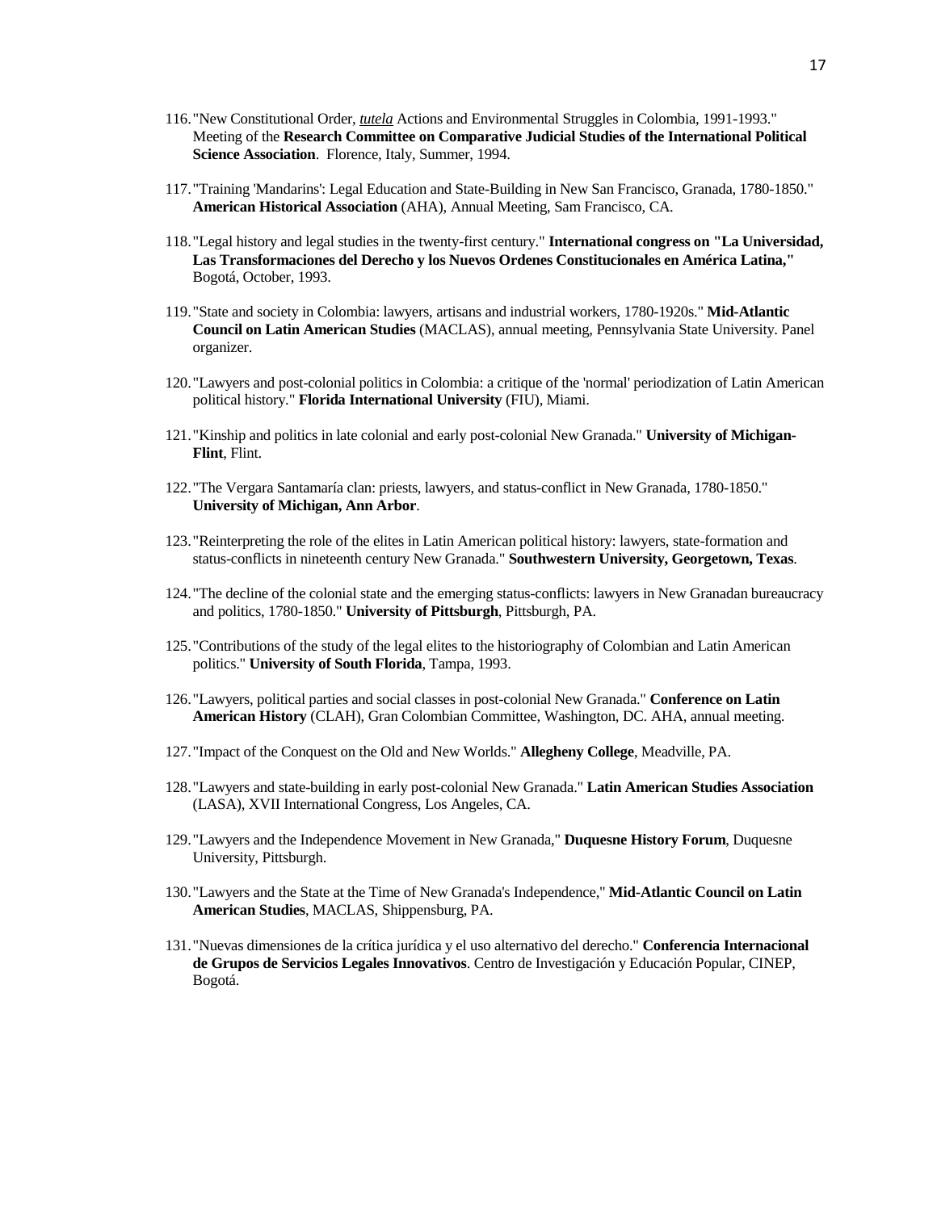116. "New Constitutional Order, *tutela* Actions and Environmental Struggles in Colombia, 1991-1993." Meeting of the **Research Committee on Comparative Judicial Studies of the International Political Science Association**. Florence, Italy, Summer, 1994.

117. "Training 'Mandarins': Legal Education and State-Building in New San Francisco, Granada, 1780-1850." **American Historical Association** (AHA), Annual Meeting, Sam Francisco, CA.

118. "Legal history and legal studies in the twenty-first century." **International congress on "La Universidad, Las Transformaciones del Derecho y los Nuevos Ordenes Constitucionales en América Latina,"** Bogotá, October, 1993.

119. "State and society in Colombia: lawyers, artisans and industrial workers, 1780-1920s." **Mid-Atlantic Council on Latin American Studies** (MACLAS), annual meeting, Pennsylvania State University. Panel organizer.

120. "Lawyers and post-colonial politics in Colombia: a critique of the 'normal' periodization of Latin American political history." **Florida International University** (FIU), Miami.

121. "Kinship and politics in late colonial and early post-colonial New Granada." **University of Michigan-Flint**, Flint.

122. "The Vergara Santamaría clan: priests, lawyers, and status-conflict in New Granada, 1780-1850." **University of Michigan, Ann Arbor**.

123. "Reinterpreting the role of the elites in Latin American political history: lawyers, state-formation and status-conflicts in nineteenth century New Granada." **Southwestern University, Georgetown, Texas**.

124. "The decline of the colonial state and the emerging status-conflicts: lawyers in New Granadan bureaucracy and politics, 1780-1850." **University of Pittsburgh**, Pittsburgh, PA.

125. "Contributions of the study of the legal elites to the historiography of Colombian and Latin American politics." **University of South Florida**, Tampa, 1993.

126. "Lawyers, political parties and social classes in post-colonial New Granada." **Conference on Latin American History** (CLAH), Gran Colombian Committee, Washington, DC. AHA, annual meeting.

127. "Impact of the Conquest on the Old and New Worlds." **Allegheny College**, Meadville, PA.

128. "Lawyers and state-building in early post-colonial New Granada." **Latin American Studies Association** (LASA), XVII International Congress, Los Angeles, CA.

129. "Lawyers and the Independence Movement in New Granada," **Duquesne History Forum**, Duquesne University, Pittsburgh.

130. "Lawyers and the State at the Time of New Granada's Independence," **Mid-Atlantic Council on Latin American Studies**, MACLAS, Shippensburg, PA.

131. "Nuevas dimensiones de la crítica jurídica y el uso alternativo del derecho." **Conferencia Internacional de Grupos de Servicios Legales Innovativos**. Centro de Investigación y Educación Popular, CINEP, Bogotá.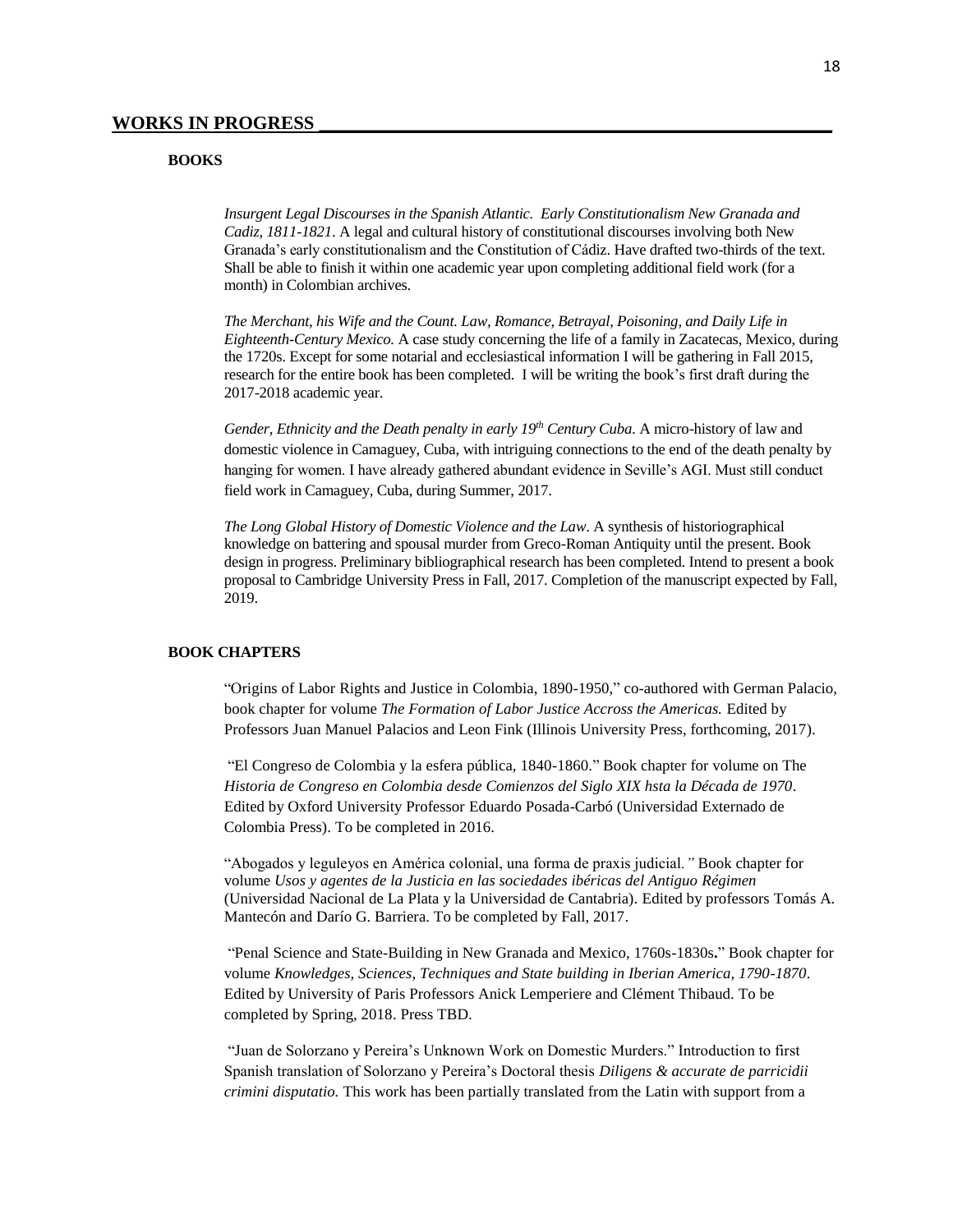## WORKS IN PROGRESS

### BOOKS

*Insurgent Legal Discourses in the Spanish Atlantic. Early Constitutionalism New Granada and Cadiz, 1811-1821*. A legal and cultural history of constitutional discourses involving both New Granada's early constitutionalism and the Constitution of Cádiz. Have drafted two-thirds of the text. Shall be able to finish it within one academic year upon completing additional field work (for a month) in Colombian archives.

*The Merchant, his Wife and the Count. Law, Romance, Betrayal, Poisoning, and Daily Life in Eighteenth-Century Mexico.* A case study concerning the life of a family in Zacatecas, Mexico, during the 1720s. Except for some notarial and ecclesiastical information I will be gathering in Fall 2015, research for the entire book has been completed. I will be writing the book's first draft during the 2017-2018 academic year.

*Gender, Ethnicity and the Death penalty in early 19th Century Cuba.* A micro-history of law and domestic violence in Camaguey, Cuba, with intriguing connections to the end of the death penalty by hanging for women. I have already gathered abundant evidence in Seville's AGI. Must still conduct field work in Camaguey, Cuba, during Summer, 2017.

*The Long Global History of Domestic Violence and the Law*. A synthesis of historiographical knowledge on battering and spousal murder from Greco-Roman Antiquity until the present. Book design in progress. Preliminary bibliographical research has been completed. Intend to present a book proposal to Cambridge University Press in Fall, 2017. Completion of the manuscript expected by Fall, 2019.

### BOOK CHAPTERS

"Origins of Labor Rights and Justice in Colombia, 1890-1950," co-authored with German Palacio, book chapter for volume *The Formation of Labor Justice Accross the Americas.* Edited by Professors Juan Manuel Palacios and Leon Fink (Illinois University Press, forthcoming, 2017).

"El Congreso de Colombia y la esfera pública, 1840-1860." Book chapter for volume on The *Historia de Congreso en Colombia desde Comienzos del Siglo XIX hsta la Década de 1970*. Edited by Oxford University Professor Eduardo Posada-Carbó (Universidad Externado de Colombia Press). To be completed in 2016.

"Abogados y leguleyos en América colonial, una forma de praxis judicial." Book chapter for volume *Usos y agentes de la Justicia en las sociedades ibéricas del Antiguo Régimen* (Universidad Nacional de La Plata y la Universidad de Cantabria). Edited by professors Tomás A. Mantecón and Darío G. Barriera. To be completed by Fall, 2017.

"Penal Science and State-Building in New Granada and Mexico, 1760s-1830s." Book chapter for volume *Knowledges, Sciences, Techniques and State building in Iberian America, 1790-1870*. Edited by University of Paris Professors Anick Lemperiere and Clément Thibaud. To be completed by Spring, 2018. Press TBD.

"Juan de Solorzano y Pereira's Unknown Work on Domestic Murders." Introduction to first Spanish translation of Solorzano y Pereira's Doctoral thesis *Diligens & accurate de parricidii crimini disputatio.* This work has been partially translated from the Latin with support from a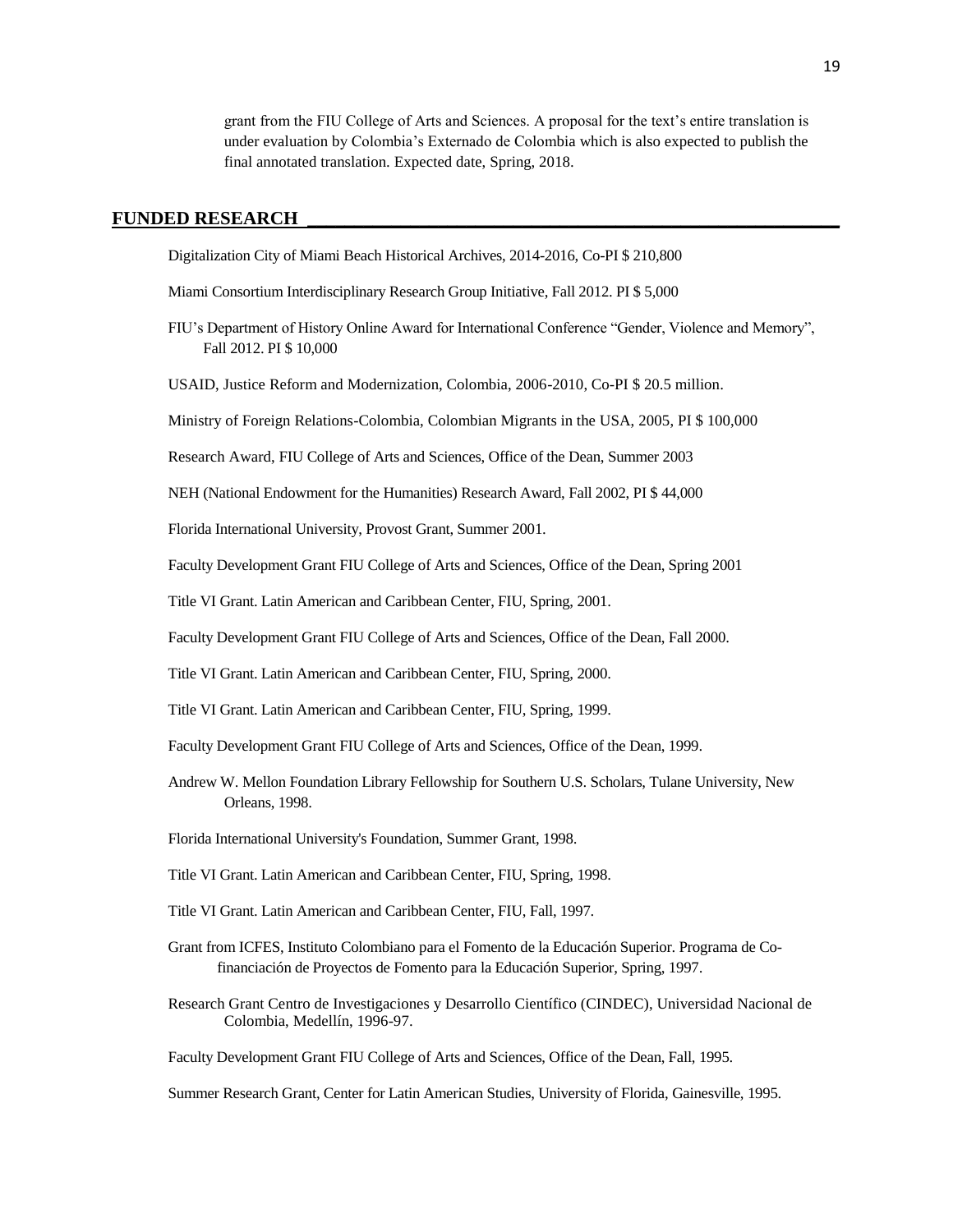grant from the FIU College of Arts and Sciences. A proposal for the text's entire translation is under evaluation by Colombia's Externado de Colombia which is also expected to publish the final annotated translation. Expected date, Spring, 2018.

## FUNDED RESEARCH

Digitalization City of Miami Beach Historical Archives, 2014-2016, Co-PI $ 210,800

Miami Consortium Interdisciplinary Research Group Initiative, Fall 2012. PI $ 5,000

FIU's Department of History Online Award for International Conference "Gender, Violence and Memory", Fall 2012. PI $ 10,000

USAID, Justice Reform and Modernization, Colombia, 2006-2010, Co-PI $ 20.5 million.

Ministry of Foreign Relations-Colombia, Colombian Migrants in the USA, 2005, PI $ 100,000

Research Award, FIU College of Arts and Sciences, Office of the Dean, Summer 2003

NEH (National Endowment for the Humanities) Research Award, Fall 2002, PI $ 44,000

Florida International University, Provost Grant, Summer 2001.

Faculty Development Grant FIU College of Arts and Sciences, Office of the Dean, Spring 2001

Title VI Grant. Latin American and Caribbean Center, FIU, Spring, 2001.

Faculty Development Grant FIU College of Arts and Sciences, Office of the Dean, Fall 2000.

Title VI Grant. Latin American and Caribbean Center, FIU, Spring, 2000.

Title VI Grant. Latin American and Caribbean Center, FIU, Spring, 1999.

Faculty Development Grant FIU College of Arts and Sciences, Office of the Dean, 1999.

Andrew W. Mellon Foundation Library Fellowship for Southern U.S. Scholars, Tulane University, New Orleans, 1998.

Florida International University's Foundation, Summer Grant, 1998.

Title VI Grant. Latin American and Caribbean Center, FIU, Spring, 1998.

Title VI Grant. Latin American and Caribbean Center, FIU, Fall, 1997.

Grant from ICFES, Instituto Colombiano para el Fomento de la Educación Superior. Programa de Co-financiación de Proyectos de Fomento para la Educación Superior, Spring, 1997.

Research Grant Centro de Investigaciones y Desarrollo Científico (CINDEC), Universidad Nacional de Colombia, Medellín, 1996-97.

Faculty Development Grant FIU College of Arts and Sciences, Office of the Dean, Fall, 1995.

Summer Research Grant, Center for Latin American Studies, University of Florida, Gainesville, 1995.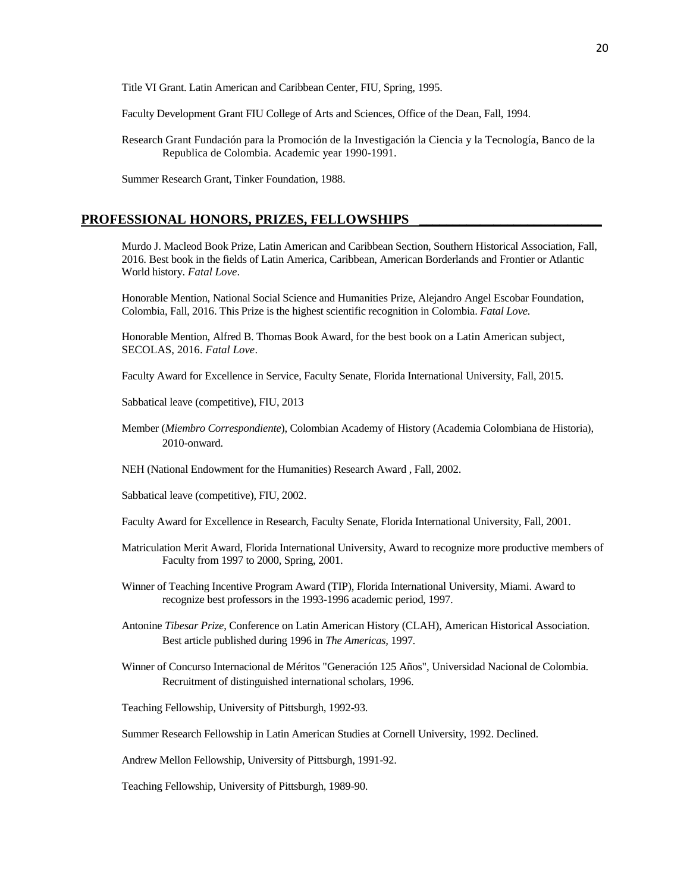Title VI Grant. Latin American and Caribbean Center, FIU, Spring, 1995.

Faculty Development Grant FIU College of Arts and Sciences, Office of the Dean, Fall, 1994.

Research Grant Fundación para la Promoción de la Investigación la Ciencia y la Tecnología, Banco de la Republica de Colombia. Academic year 1990-1991.

Summer Research Grant, Tinker Foundation, 1988.

## PROFESSIONAL HONORS, PRIZES, FELLOWSHIPS

Murdo J. Macleod Book Prize, Latin American and Caribbean Section, Southern Historical Association, Fall, 2016. Best book in the fields of Latin America, Caribbean, American Borderlands and Frontier or Atlantic World history. *Fatal Love*.

Honorable Mention, National Social Science and Humanities Prize, Alejandro Angel Escobar Foundation, Colombia, Fall, 2016. This Prize is the highest scientific recognition in Colombia. *Fatal Love.*

Honorable Mention, Alfred B. Thomas Book Award, for the best book on a Latin American subject, SECOLAS, 2016. *Fatal Love*.

Faculty Award for Excellence in Service, Faculty Senate, Florida International University, Fall, 2015.

Sabbatical leave (competitive), FIU, 2013

Member (*Miembro Correspondiente*), Colombian Academy of History (Academia Colombiana de Historia), 2010-onward.

NEH (National Endowment for the Humanities) Research Award , Fall, 2002.

Sabbatical leave (competitive), FIU, 2002.

Faculty Award for Excellence in Research, Faculty Senate, Florida International University, Fall, 2001.

Matriculation Merit Award, Florida International University, Award to recognize more productive members of Faculty from 1997 to 2000, Spring, 2001.

Winner of Teaching Incentive Program Award (TIP), Florida International University, Miami. Award to recognize best professors in the 1993-1996 academic period, 1997.

Antonine *Tibesar Prize*, Conference on Latin American History (CLAH), American Historical Association. Best article published during 1996 in *The Americas,* 1997.

Winner of Concurso Internacional de Méritos "Generación 125 Años", Universidad Nacional de Colombia. Recruitment of distinguished international scholars, 1996.

Teaching Fellowship, University of Pittsburgh, 1992-93.

Summer Research Fellowship in Latin American Studies at Cornell University, 1992. Declined.

Andrew Mellon Fellowship, University of Pittsburgh, 1991-92.

Teaching Fellowship, University of Pittsburgh, 1989-90.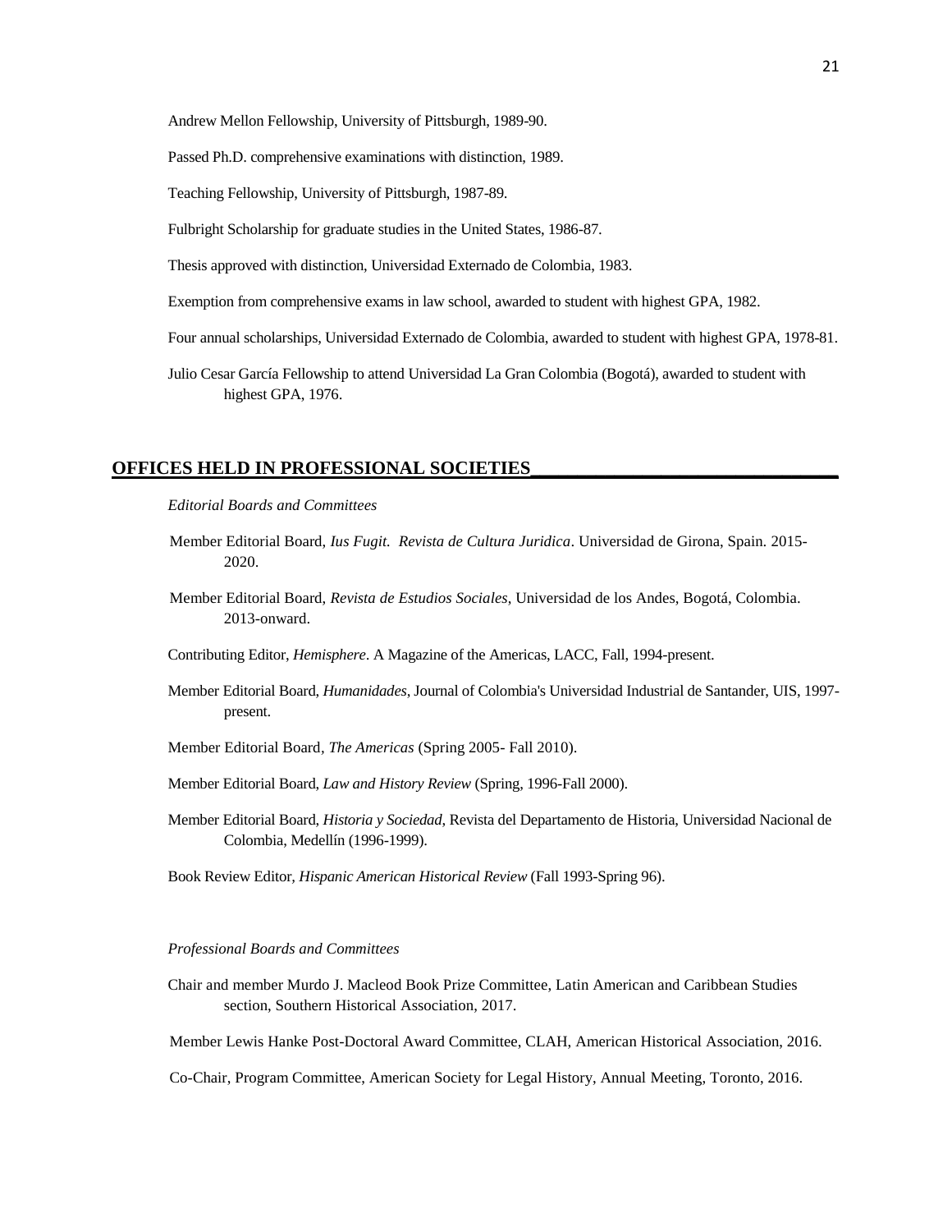Andrew Mellon Fellowship, University of Pittsburgh, 1989-90.

Passed Ph.D. comprehensive examinations with distinction, 1989.

Teaching Fellowship, University of Pittsburgh, 1987-89.

Fulbright Scholarship for graduate studies in the United States, 1986-87.

Thesis approved with distinction, Universidad Externado de Colombia, 1983.

Exemption from comprehensive exams in law school, awarded to student with highest GPA, 1982.

Four annual scholarships, Universidad Externado de Colombia, awarded to student with highest GPA, 1978-81.

Julio Cesar García Fellowship to attend Universidad La Gran Colombia (Bogotá), awarded to student with highest GPA, 1976.

## OFFICES HELD IN PROFESSIONAL SOCIETIES

*Editorial Boards and Committees*

Member Editorial Board, *Ius Fugit. Revista de Cultura Juridica*. Universidad de Girona, Spain. 2015-2020.

Member Editorial Board, *Revista de Estudios Sociales*, Universidad de los Andes, Bogotá, Colombia. 2013-onward.

Contributing Editor, *Hemisphere*. A Magazine of the Americas, LACC, Fall, 1994-present.

Member Editorial Board, *Humanidades*, Journal of Colombia's Universidad Industrial de Santander, UIS, 1997-present.

Member Editorial Board, *The Americas* (Spring 2005- Fall 2010).

Member Editorial Board, *Law and History Review* (Spring, 1996-Fall 2000).

Member Editorial Board, *Historia y Sociedad*, Revista del Departamento de Historia, Universidad Nacional de Colombia, Medellín (1996-1999).

Book Review Editor, *Hispanic American Historical Review* (Fall 1993-Spring 96).

*Professional Boards and Committees*

Chair and member Murdo J. Macleod Book Prize Committee, Latin American and Caribbean Studies section, Southern Historical Association, 2017.

Member Lewis Hanke Post-Doctoral Award Committee, CLAH, American Historical Association, 2016.

Co-Chair, Program Committee, American Society for Legal History, Annual Meeting, Toronto, 2016.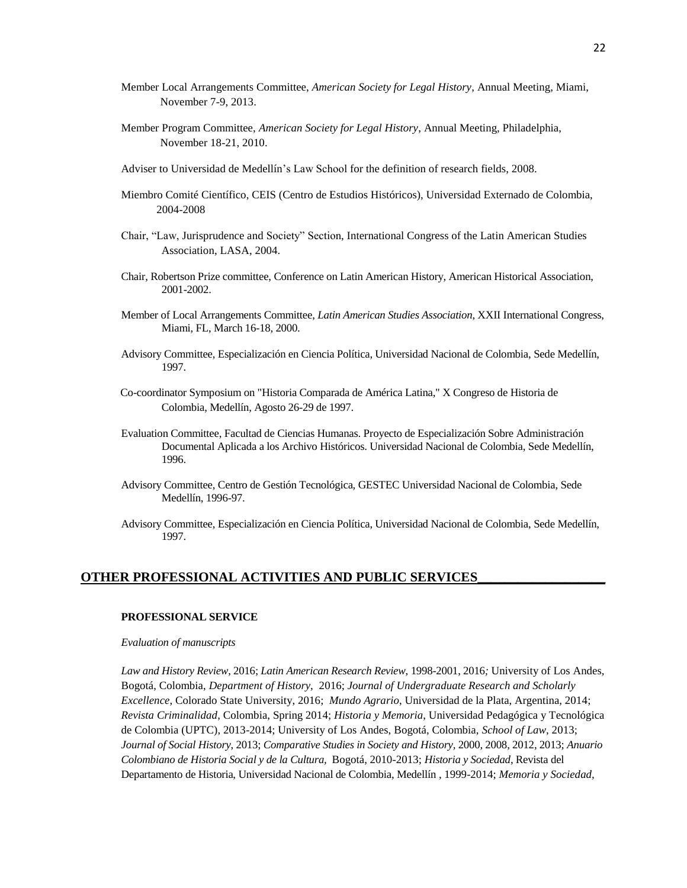Member Local Arrangements Committee, *American Society for Legal History*, Annual Meeting, Miami, November 7-9, 2013.

Member Program Committee, *American Society for Legal History*, Annual Meeting, Philadelphia, November 18-21, 2010.

Adviser to Universidad de Medellín's Law School for the definition of research fields, 2008.

Miembro Comité Científico, CEIS (Centro de Estudios Históricos), Universidad Externado de Colombia, 2004-2008

Chair, "Law, Jurisprudence and Society" Section, International Congress of the Latin American Studies Association, LASA, 2004.

Chair, Robertson Prize committee, Conference on Latin American History, American Historical Association, 2001-2002.

Member of Local Arrangements Committee, *Latin American Studies Association*, XXII International Congress, Miami, FL, March 16-18, 2000.

Advisory Committee, Especialización en Ciencia Política, Universidad Nacional de Colombia, Sede Medellín, 1997.

Co-coordinator Symposium on "Historia Comparada de América Latina," X Congreso de Historia de Colombia, Medellín, Agosto 26-29 de 1997.

Evaluation Committee, Facultad de Ciencias Humanas. Proyecto de Especialización Sobre Administración Documental Aplicada a los Archivo Históricos. Universidad Nacional de Colombia, Sede Medellín, 1996.

Advisory Committee, Centro de Gestión Tecnológica, GESTEC Universidad Nacional de Colombia, Sede Medellín, 1996-97.

Advisory Committee, Especialización en Ciencia Política, Universidad Nacional de Colombia, Sede Medellín, 1997.

## OTHER PROFESSIONAL ACTIVITIES AND PUBLIC SERVICES

### PROFESSIONAL SERVICE

*Evaluation of manuscripts*

*Law and History Review*, 2016; *Latin American Research Review*, 1998-2001, 2016; University of Los Andes, Bogotá, Colombia, *Department of History*, 2016; *Journal of Undergraduate Research and Scholarly Excellence*, Colorado State University, 2016; *Mundo Agrario*, Universidad de la Plata, Argentina, 2014; *Revista Criminalidad*, Colombia, Spring 2014; *Historia y Memoria*, Universidad Pedagógica y Tecnológica de Colombia (UPTC), 2013-2014; University of Los Andes, Bogotá, Colombia, *School of Law*, 2013; *Journal of Social History*, 2013; *Comparative Studies in Society and History*, 2000, 2008, 2012, 2013; *Anuario Colombiano de Historia Social y de la Cultura*, Bogotá, 2010-2013; *Historia y Sociedad*, Revista del Departamento de Historia, Universidad Nacional de Colombia, Medellín , 1999-2014; *Memoria y Sociedad*,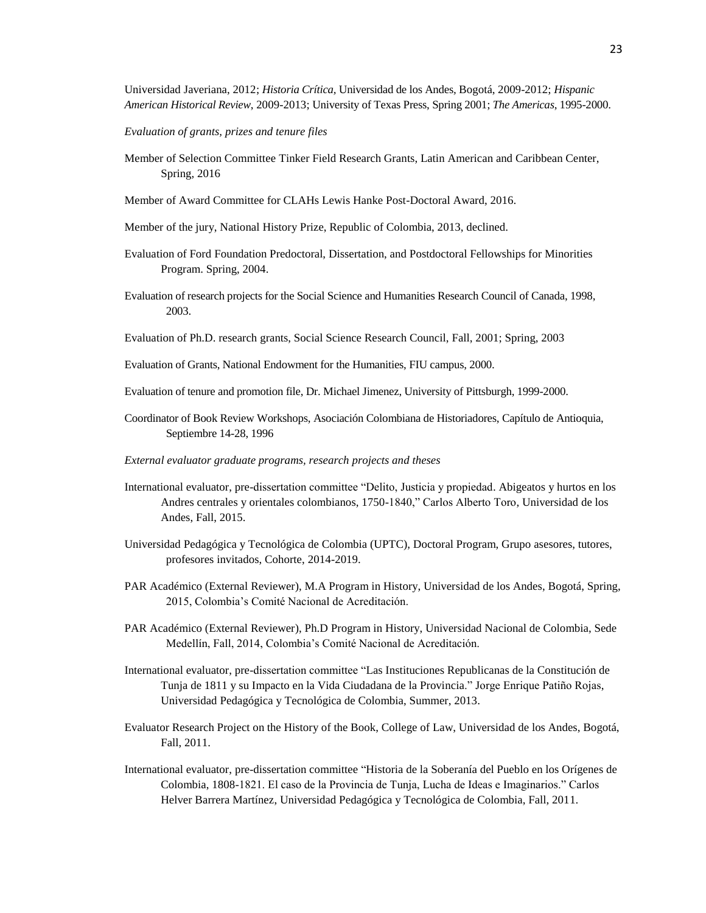Universidad Javeriana, 2012; *Historia Crítica*, Universidad de los Andes, Bogotá, 2009-2012; *Hispanic American Historical Review*, 2009-2013; University of Texas Press, Spring 2001; *The Americas*, 1995-2000.

*Evaluation of grants, prizes and tenure files*

Member of Selection Committee Tinker Field Research Grants, Latin American and Caribbean Center, Spring, 2016

Member of Award Committee for CLAHs Lewis Hanke Post-Doctoral Award, 2016.

Member of the jury, National History Prize, Republic of Colombia, 2013, declined.

Evaluation of Ford Foundation Predoctoral, Dissertation, and Postdoctoral Fellowships for Minorities Program. Spring, 2004.

Evaluation of research projects for the Social Science and Humanities Research Council of Canada, 1998, 2003.

Evaluation of Ph.D. research grants, Social Science Research Council, Fall, 2001; Spring, 2003

Evaluation of Grants, National Endowment for the Humanities, FIU campus, 2000.

Evaluation of tenure and promotion file, Dr. Michael Jimenez, University of Pittsburgh, 1999-2000.

Coordinator of Book Review Workshops, Asociación Colombiana de Historiadores, Capítulo de Antioquia, Septiembre 14-28, 1996

*External evaluator graduate programs, research projects and theses*

International evaluator, pre-dissertation committee "Delito, Justicia y propiedad. Abigeatos y hurtos en los Andres centrales y orientales colombianos, 1750-1840," Carlos Alberto Toro, Universidad de los Andes, Fall, 2015.

Universidad Pedagógica y Tecnológica de Colombia (UPTC), Doctoral Program, Grupo asesores, tutores, profesores invitados, Cohorte, 2014-2019.

PAR Académico (External Reviewer), M.A Program in History, Universidad de los Andes, Bogotá, Spring, 2015, Colombia's Comité Nacional de Acreditación.

PAR Académico (External Reviewer), Ph.D Program in History, Universidad Nacional de Colombia, Sede Medellín, Fall, 2014, Colombia's Comité Nacional de Acreditación.

International evaluator, pre-dissertation committee "Las Instituciones Republicanas de la Constitución de Tunja de 1811 y su Impacto en la Vida Ciudadana de la Provincia." Jorge Enrique Patiño Rojas, Universidad Pedagógica y Tecnológica de Colombia, Summer, 2013.

Evaluator Research Project on the History of the Book, College of Law, Universidad de los Andes, Bogotá, Fall, 2011.

International evaluator, pre-dissertation committee "Historia de la Soberanía del Pueblo en los Orígenes de Colombia, 1808-1821. El caso de la Provincia de Tunja, Lucha de Ideas e Imaginarios." Carlos Helver Barrera Martínez, Universidad Pedagógica y Tecnológica de Colombia, Fall, 2011.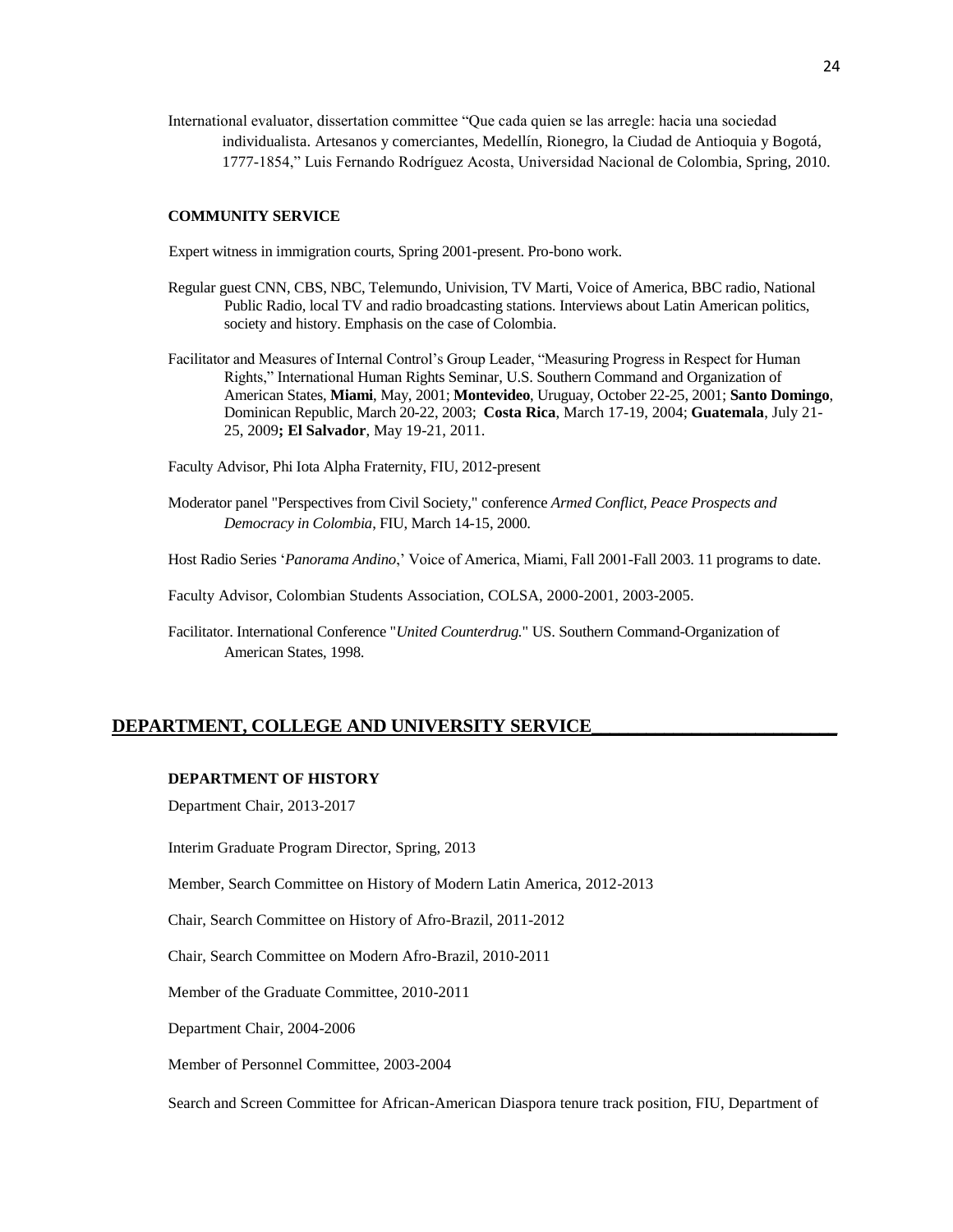International evaluator, dissertation committee "Que cada quien se las arregle: hacia una sociedad individualista. Artesanos y comerciantes, Medellín, Rionegro, la Ciudad de Antioquia y Bogotá, 1777-1854," Luis Fernando Rodríguez Acosta, Universidad Nacional de Colombia, Spring, 2010.

### COMMUNITY SERVICE

Expert witness in immigration courts, Spring 2001-present. Pro-bono work.

Regular guest CNN, CBS, NBC, Telemundo, Univision, TV Marti, Voice of America, BBC radio, National Public Radio, local TV and radio broadcasting stations. Interviews about Latin American politics, society and history. Emphasis on the case of Colombia.

Facilitator and Measures of Internal Control's Group Leader, "Measuring Progress in Respect for Human Rights," International Human Rights Seminar, U.S. Southern Command and Organization of American States, **Miami**, May, 2001; **Montevideo**, Uruguay, October 22-25, 2001; **Santo Domingo**, Dominican Republic, March 20-22, 2003; **Costa Rica**, March 17-19, 2004; **Guatemala**, July 21-25, 2009**; El Salvador**, May 19-21, 2011.

Faculty Advisor, Phi Iota Alpha Fraternity, FIU, 2012-present

Moderator panel "Perspectives from Civil Society," conference *Armed Conflict, Peace Prospects and Democracy in Colombia*, FIU, March 14-15, 2000.

Host Radio Series '*Panorama Andino*,' Voice of America, Miami, Fall 2001-Fall 2003. 11 programs to date.

Faculty Advisor, Colombian Students Association, COLSA, 2000-2001, 2003-2005.

Facilitator. International Conference "*United Counterdrug.*" US. Southern Command-Organization of American States, 1998.

## DEPARTMENT, COLLEGE AND UNIVERSITY SERVICE

### DEPARTMENT OF HISTORY

Department Chair, 2013-2017

Interim Graduate Program Director, Spring, 2013

Member, Search Committee on History of Modern Latin America, 2012-2013

Chair, Search Committee on History of Afro-Brazil, 2011-2012

Chair, Search Committee on Modern Afro-Brazil, 2010-2011

Member of the Graduate Committee, 2010-2011

Department Chair, 2004-2006

Member of Personnel Committee, 2003-2004

Search and Screen Committee for African-American Diaspora tenure track position, FIU, Department of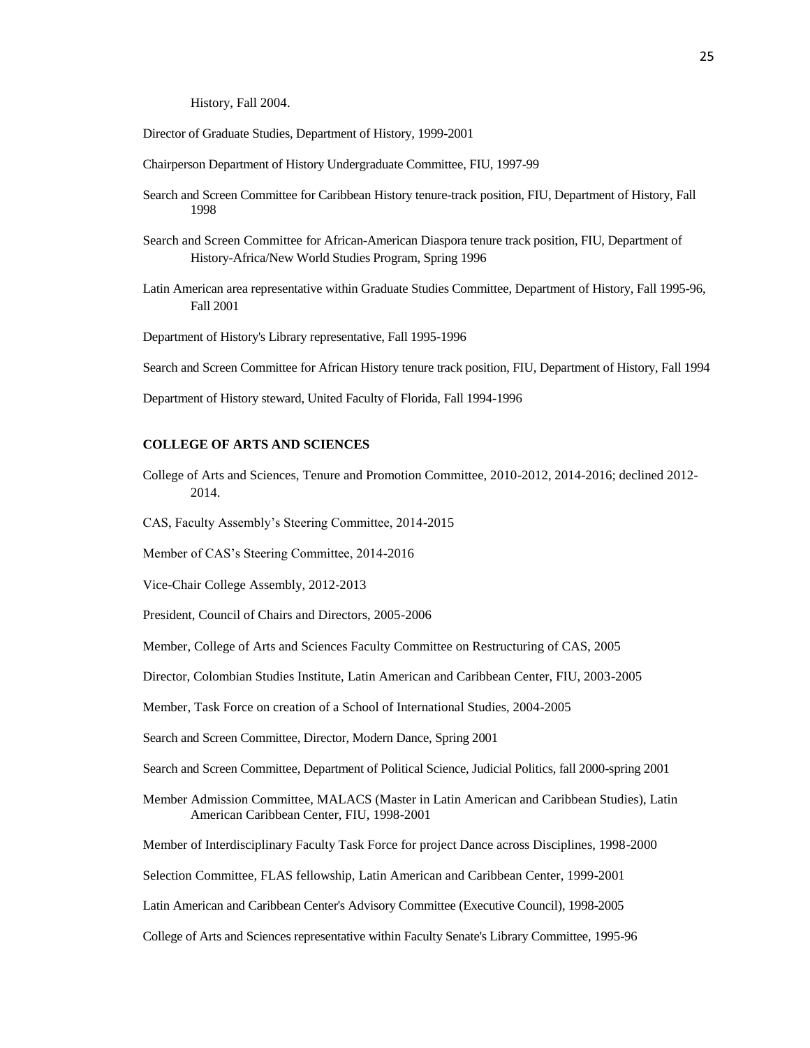History, Fall 2004.

Director of Graduate Studies, Department of History, 1999-2001

Chairperson Department of History Undergraduate Committee, FIU, 1997-99

Search and Screen Committee for Caribbean History tenure-track position, FIU, Department of History, Fall 1998

Search and Screen Committee for African-American Diaspora tenure track position, FIU, Department of History-Africa/New World Studies Program, Spring 1996

Latin American area representative within Graduate Studies Committee, Department of History, Fall 1995-96, Fall 2001

Department of History's Library representative, Fall 1995-1996

Search and Screen Committee for African History tenure track position, FIU, Department of History, Fall 1994

Department of History steward, United Faculty of Florida, Fall 1994-1996

**COLLEGE OF ARTS AND SCIENCES**

College of Arts and Sciences, Tenure and Promotion Committee, 2010-2012, 2014-2016; declined 2012-2014.

CAS, Faculty Assembly's Steering Committee, 2014-2015

Member of CAS's Steering Committee, 2014-2016

Vice-Chair College Assembly, 2012-2013

President, Council of Chairs and Directors, 2005-2006

Member, College of Arts and Sciences Faculty Committee on Restructuring of CAS, 2005

Director, Colombian Studies Institute, Latin American and Caribbean Center, FIU, 2003-2005

Member, Task Force on creation of a School of International Studies, 2004-2005

Search and Screen Committee, Director, Modern Dance, Spring 2001

Search and Screen Committee, Department of Political Science, Judicial Politics, fall 2000-spring 2001

Member Admission Committee, MALACS (Master in Latin American and Caribbean Studies), Latin American Caribbean Center, FIU, 1998-2001

Member of Interdisciplinary Faculty Task Force for project Dance across Disciplines, 1998-2000

Selection Committee, FLAS fellowship, Latin American and Caribbean Center, 1999-2001

Latin American and Caribbean Center's Advisory Committee (Executive Council), 1998-2005

College of Arts and Sciences representative within Faculty Senate's Library Committee, 1995-96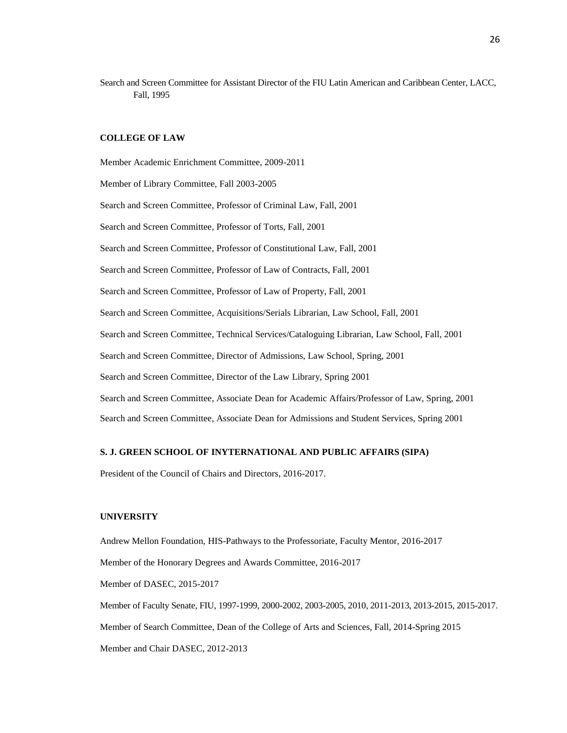Search and Screen Committee for Assistant Director of the FIU Latin American and Caribbean Center, LACC, Fall, 1995

**COLLEGE OF LAW**

Member Academic Enrichment Committee, 2009-2011

Member of Library Committee, Fall 2003-2005

Search and Screen Committee, Professor of Criminal Law, Fall, 2001

Search and Screen Committee, Professor of Torts, Fall, 2001

Search and Screen Committee, Professor of Constitutional Law, Fall, 2001

Search and Screen Committee, Professor of Law of Contracts, Fall, 2001

Search and Screen Committee, Professor of Law of Property, Fall, 2001

Search and Screen Committee, Acquisitions/Serials Librarian, Law School, Fall, 2001

Search and Screen Committee, Technical Services/Cataloguing Librarian, Law School, Fall, 2001

Search and Screen Committee, Director of Admissions, Law School, Spring, 2001

Search and Screen Committee, Director of the Law Library, Spring 2001

Search and Screen Committee, Associate Dean for Academic Affairs/Professor of Law, Spring, 2001

Search and Screen Committee, Associate Dean for Admissions and Student Services, Spring 2001

**S. J. GREEN SCHOOL OF INYTERNATIONAL AND PUBLIC AFFAIRS (SIPA)**

President of the Council of Chairs and Directors, 2016-2017.

**UNIVERSITY**

Andrew Mellon Foundation, HIS-Pathways to the Professoriate, Faculty Mentor, 2016-2017

Member of the Honorary Degrees and Awards Committee, 2016-2017

Member of DASEC, 2015-2017

Member of Faculty Senate, FIU, 1997-1999, 2000-2002, 2003-2005, 2010, 2011-2013, 2013-2015, 2015-2017.

Member of Search Committee, Dean of the College of Arts and Sciences, Fall, 2014-Spring 2015

Member and Chair DASEC, 2012-2013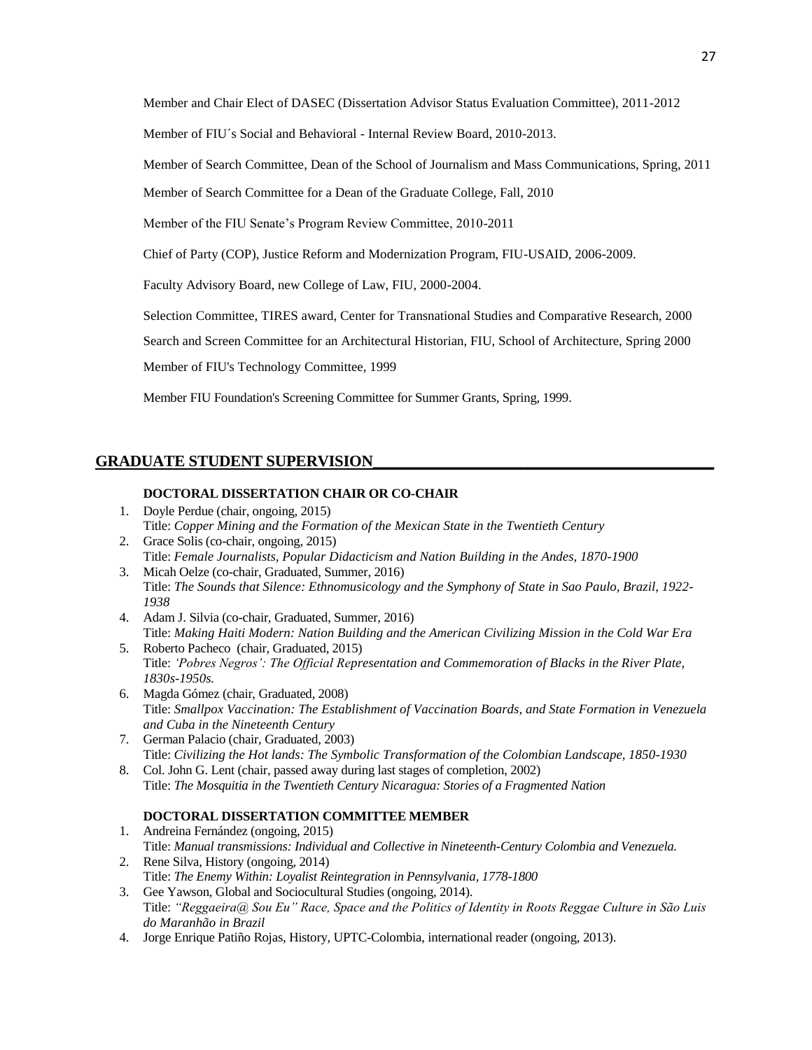Member and Chair Elect of DASEC (Dissertation Advisor Status Evaluation Committee), 2011-2012

Member of FIU´s Social and Behavioral - Internal Review Board, 2010-2013.

Member of Search Committee, Dean of the School of Journalism and Mass Communications, Spring, 2011

Member of Search Committee for a Dean of the Graduate College, Fall, 2010

Member of the FIU Senate's Program Review Committee, 2010-2011

Chief of Party (COP), Justice Reform and Modernization Program, FIU-USAID, 2006-2009.

Faculty Advisory Board, new College of Law, FIU, 2000-2004.

Selection Committee, TIRES award, Center for Transnational Studies and Comparative Research, 2000

Search and Screen Committee for an Architectural Historian, FIU, School of Architecture, Spring 2000

Member of FIU's Technology Committee, 1999

Member FIU Foundation's Screening Committee for Summer Grants, Spring, 1999.

## GRADUATE STUDENT SUPERVISION

### DOCTORAL DISSERTATION CHAIR OR CO-CHAIR

1. Doyle Perdue (chair, ongoing, 2015)
   Title: *Copper Mining and the Formation of the Mexican State in the Twentieth Century*
2. Grace Solis (co-chair, ongoing, 2015)
   Title: *Female Journalists, Popular Didacticism and Nation Building in the Andes, 1870-1900*
3. Micah Oelze (co-chair, Graduated, Summer, 2016)
   Title: *The Sounds that Silence: Ethnomusicology and the Symphony of State in Sao Paulo, Brazil, 1922-1938*
4. Adam J. Silvia (co-chair, Graduated, Summer, 2016)
   Title: *Making Haiti Modern: Nation Building and the American Civilizing Mission in the Cold War Era*
5. Roberto Pacheco (chair, Graduated, 2015)
   Title: *'Pobres Negros': The Official Representation and Commemoration of Blacks in the River Plate, 1830s-1950s.*
6. Magda Gómez (chair, Graduated, 2008)
   Title: *Smallpox Vaccination: The Establishment of Vaccination Boards, and State Formation in Venezuela and Cuba in the Nineteenth Century*
7. German Palacio (chair, Graduated, 2003)
   Title: *Civilizing the Hot lands: The Symbolic Transformation of the Colombian Landscape, 1850-1930*
8. Col. John G. Lent (chair, passed away during last stages of completion, 2002)
   Title: *The Mosquitia in the Twentieth Century Nicaragua: Stories of a Fragmented Nation*

### DOCTORAL DISSERTATION COMMITTEE MEMBER

1. Andreina Fernández (ongoing, 2015)
   Title: *Manual transmissions: Individual and Collective in Nineteenth-Century Colombia and Venezuela.*
2. Rene Silva, History (ongoing, 2014)
   Title: *The Enemy Within: Loyalist Reintegration in Pennsylvania, 1778-1800*
3. Gee Yawson, Global and Sociocultural Studies (ongoing, 2014).
   Title: *"Reggaeira@ Sou Eu" Race, Space and the Politics of Identity in Roots Reggae Culture in São Luis do Maranhão in Brazil*
4. Jorge Enrique Patiño Rojas, History, UPTC-Colombia, international reader (ongoing, 2013).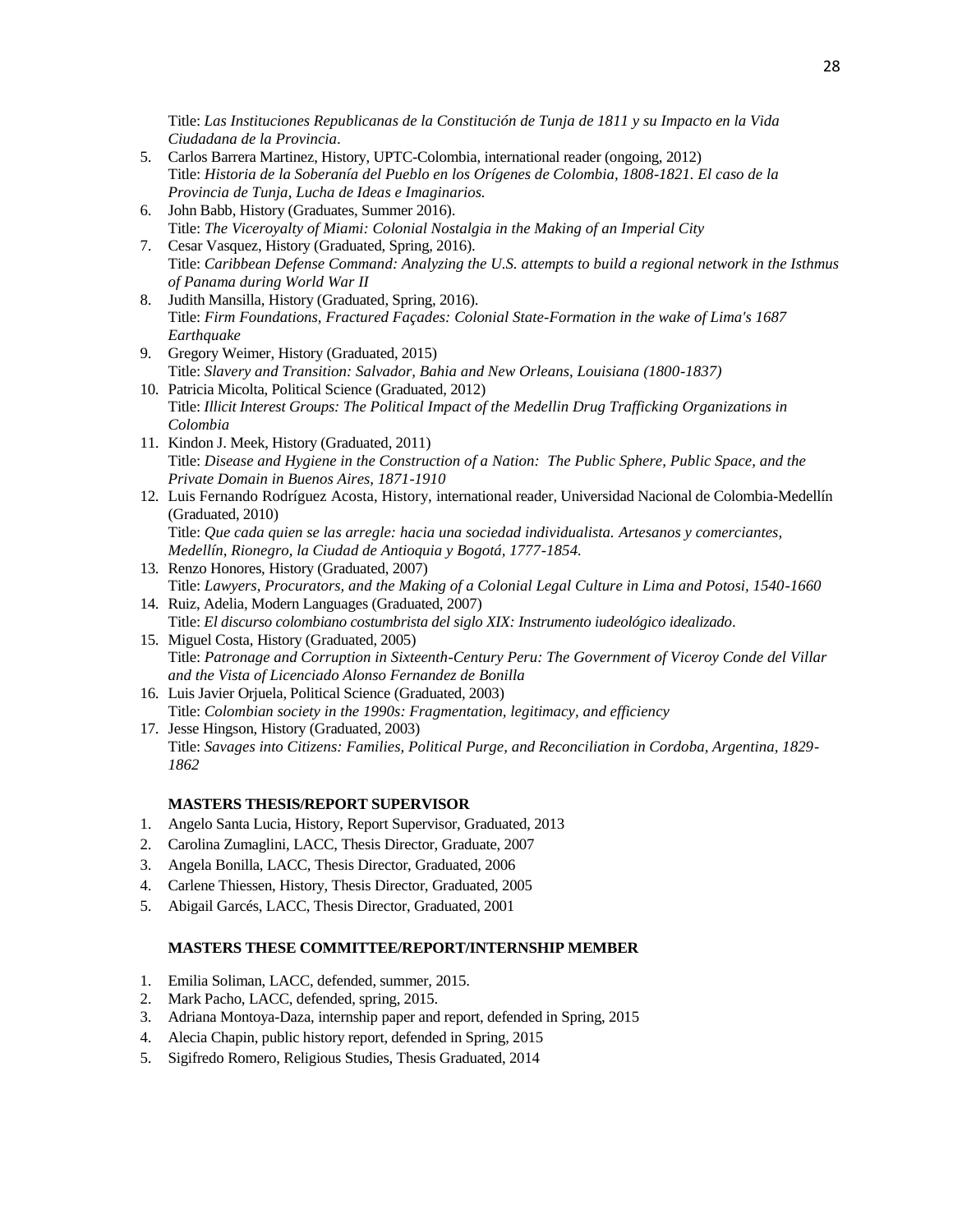Title: *Las Instituciones Republicanas de la Constitución de Tunja de 1811 y su Impacto en la Vida Ciudadana de la Provincia*.

5. Carlos Barrera Martinez, History, UPTC-Colombia, international reader (ongoing, 2012)
   Title: *Historia de la Soberanía del Pueblo en los Orígenes de Colombia, 1808-1821. El caso de la Provincia de Tunja, Lucha de Ideas e Imaginarios.*
6. John Babb, History (Graduates, Summer 2016).
   Title: *The Viceroyalty of Miami: Colonial Nostalgia in the Making of an Imperial City*
7. Cesar Vasquez, History (Graduated, Spring, 2016).
   Title: *Caribbean Defense Command: Analyzing the U.S. attempts to build a regional network in the Isthmus of Panama during World War II*
8. Judith Mansilla, History (Graduated, Spring, 2016).
   Title: *Firm Foundations, Fractured Façades: Colonial State-Formation in the wake of Lima's 1687 Earthquake*
9. Gregory Weimer, History (Graduated, 2015)
   Title: *Slavery and Transition: Salvador, Bahia and New Orleans, Louisiana (1800-1837)*
10. Patricia Micolta, Political Science (Graduated, 2012)
    Title: *Illicit Interest Groups: The Political Impact of the Medellin Drug Trafficking Organizations in Colombia*
11. Kindon J. Meek, History (Graduated, 2011)
    Title: *Disease and Hygiene in the Construction of a Nation: The Public Sphere, Public Space, and the Private Domain in Buenos Aires, 1871-1910*
12. Luis Fernando Rodríguez Acosta, History, international reader, Universidad Nacional de Colombia-Medellín (Graduated, 2010)
    Title: *Que cada quien se las arregle: hacia una sociedad individualista. Artesanos y comerciantes, Medellín, Rionegro, la Ciudad de Antioquia y Bogotá, 1777-1854.*
13. Renzo Honores, History (Graduated, 2007)
    Title: *Lawyers, Procurators, and the Making of a Colonial Legal Culture in Lima and Potosi, 1540-1660*
14. Ruiz, Adelia, Modern Languages (Graduated, 2007)
    Title: *El discurso colombiano costumbrista del siglo XIX: Instrumento iudeológico idealizado*.
15. Miguel Costa, History (Graduated, 2005)
    Title: *Patronage and Corruption in Sixteenth-Century Peru: The Government of Viceroy Conde del Villar and the Vista of Licenciado Alonso Fernandez de Bonilla*
16. Luis Javier Orjuela, Political Science (Graduated, 2003)
    Title: *Colombian society in the 1990s: Fragmentation, legitimacy, and efficiency*
17. Jesse Hingson, History (Graduated, 2003)
    Title: *Savages into Citizens: Families, Political Purge, and Reconciliation in Cordoba, Argentina, 1829-1862*

**MASTERS THESIS/REPORT SUPERVISOR**

1. Angelo Santa Lucia, History, Report Supervisor, Graduated, 2013
2. Carolina Zumaglini, LACC, Thesis Director, Graduate, 2007
3. Angela Bonilla, LACC, Thesis Director, Graduated, 2006
4. Carlene Thiessen, History, Thesis Director, Graduated, 2005
5. Abigail Garcés, LACC, Thesis Director, Graduated, 2001

**MASTERS THESE COMMITTEE/REPORT/INTERNSHIP MEMBER**

1. Emilia Soliman, LACC, defended, summer, 2015.
2. Mark Pacho, LACC, defended, spring, 2015.
3. Adriana Montoya-Daza, internship paper and report, defended in Spring, 2015
4. Alecia Chapin, public history report, defended in Spring, 2015
5. Sigifredo Romero, Religious Studies, Thesis Graduated, 2014